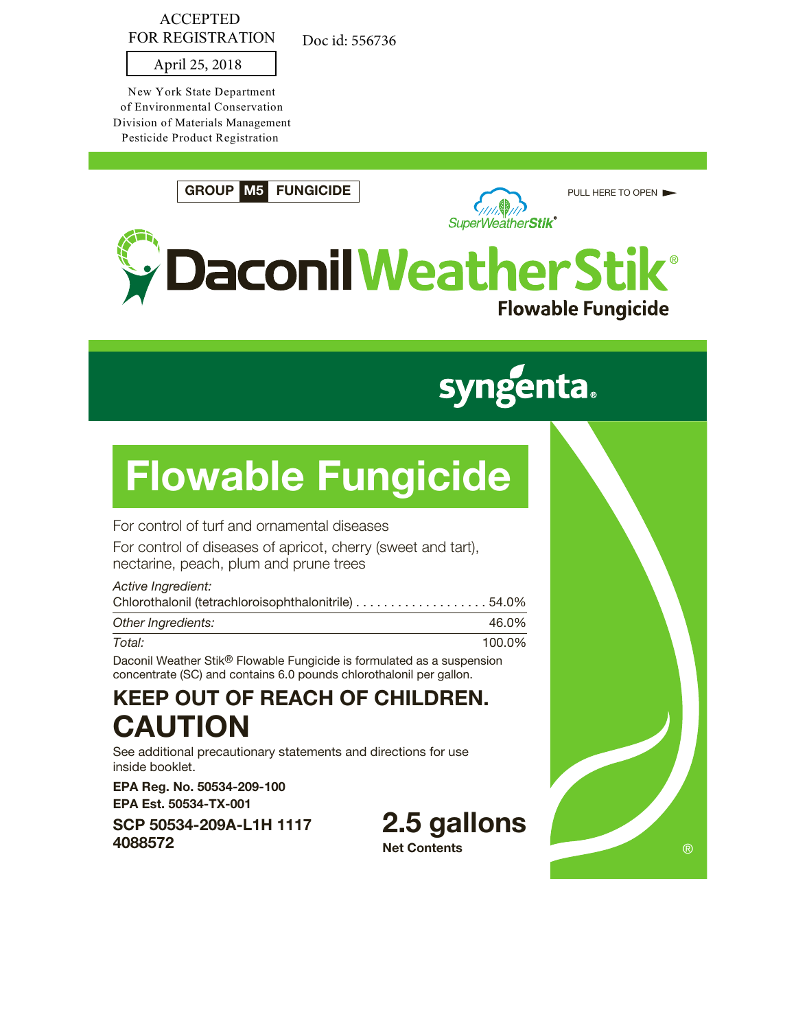ACCEPTED
FOR REGISTRATION

April 25, 2018

New York State Department
of Environmental Conservation
Division of Materials Management
Pesticide Product Registration

Doc id: 556736

**GROUP M5 FUNGICIDE**

PULL HERE TO OPEN

SuperWeatherStik®

# Daconil WeatherStik®

**Flowable Fungicide**

syngenta®

# Flowable Fungicide

For control of turf and ornamental diseases

For control of diseases of apricot, cherry (sweet and tart), nectarine, peach, plum and prune trees

| *Active Ingredient:* | |
|---|---|
| Chlorothalonil (tetrachloroisophthalonitrile) | 54.0% |
| *Other Ingredients:* | 46.0% |
| *Total:* | 100.0% |

Daconil Weather Stik® Flowable Fungicide is formulated as a suspension concentrate (SC) and contains 6.0 pounds chlorothalonil per gallon.

## KEEP OUT OF REACH OF CHILDREN.

# CAUTION

See additional precautionary statements and directions for use inside booklet.

**EPA Reg. No. 50534-209-100**

**EPA Est. 50534-TX-001**

**SCP 50534-209A-L1H 1117**

**4088572**

**2.5 gallons**

**Net Contents**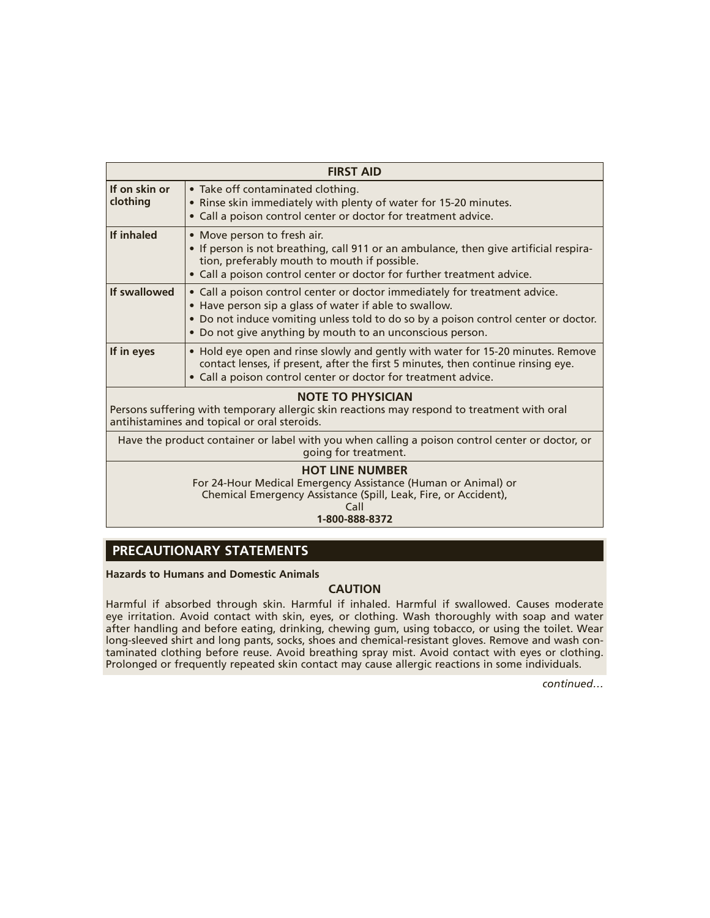| FIRST AID | |
|---|---|
| **If on skin or clothing** | • Take off contaminated clothing.<br>• Rinse skin immediately with plenty of water for 15-20 minutes.<br>• Call a poison control center or doctor for treatment advice. |
| **If inhaled** | • Move person to fresh air.<br>• If person is not breathing, call 911 or an ambulance, then give artificial respiration, preferably mouth to mouth if possible.<br>• Call a poison control center or doctor for further treatment advice. |
| **If swallowed** | • Call a poison control center or doctor immediately for treatment advice.<br>• Have person sip a glass of water if able to swallow.<br>• Do not induce vomiting unless told to do so by a poison control center or doctor.<br>• Do not give anything by mouth to an unconscious person. |
| **If in eyes** | • Hold eye open and rinse slowly and gently with water for 15-20 minutes. Remove contact lenses, if present, after the first 5 minutes, then continue rinsing eye.<br>• Call a poison control center or doctor for treatment advice. |
| **NOTE TO PHYSICIAN**<br>Persons suffering with temporary allergic skin reactions may respond to treatment with oral antihistamines and topical or oral steroids. | |
| Have the product container or label with you when calling a poison control center or doctor, or going for treatment. | |
| **HOT LINE NUMBER**<br>For 24-Hour Medical Emergency Assistance (Human or Animal) or<br>Chemical Emergency Assistance (Spill, Leak, Fire, or Accident),<br>Call<br>**1-800-888-8372** | |

## PRECAUTIONARY STATEMENTS

**Hazards to Humans and Domestic Animals**

**CAUTION**

Harmful if absorbed through skin. Harmful if inhaled. Harmful if swallowed. Causes moderate eye irritation. Avoid contact with skin, eyes, or clothing. Wash thoroughly with soap and water after handling and before eating, drinking, chewing gum, using tobacco, or using the toilet. Wear long-sleeved shirt and long pants, socks, shoes and chemical-resistant gloves. Remove and wash contaminated clothing before reuse. Avoid breathing spray mist. Avoid contact with eyes or clothing. Prolonged or frequently repeated skin contact may cause allergic reactions in some individuals.

*continued…*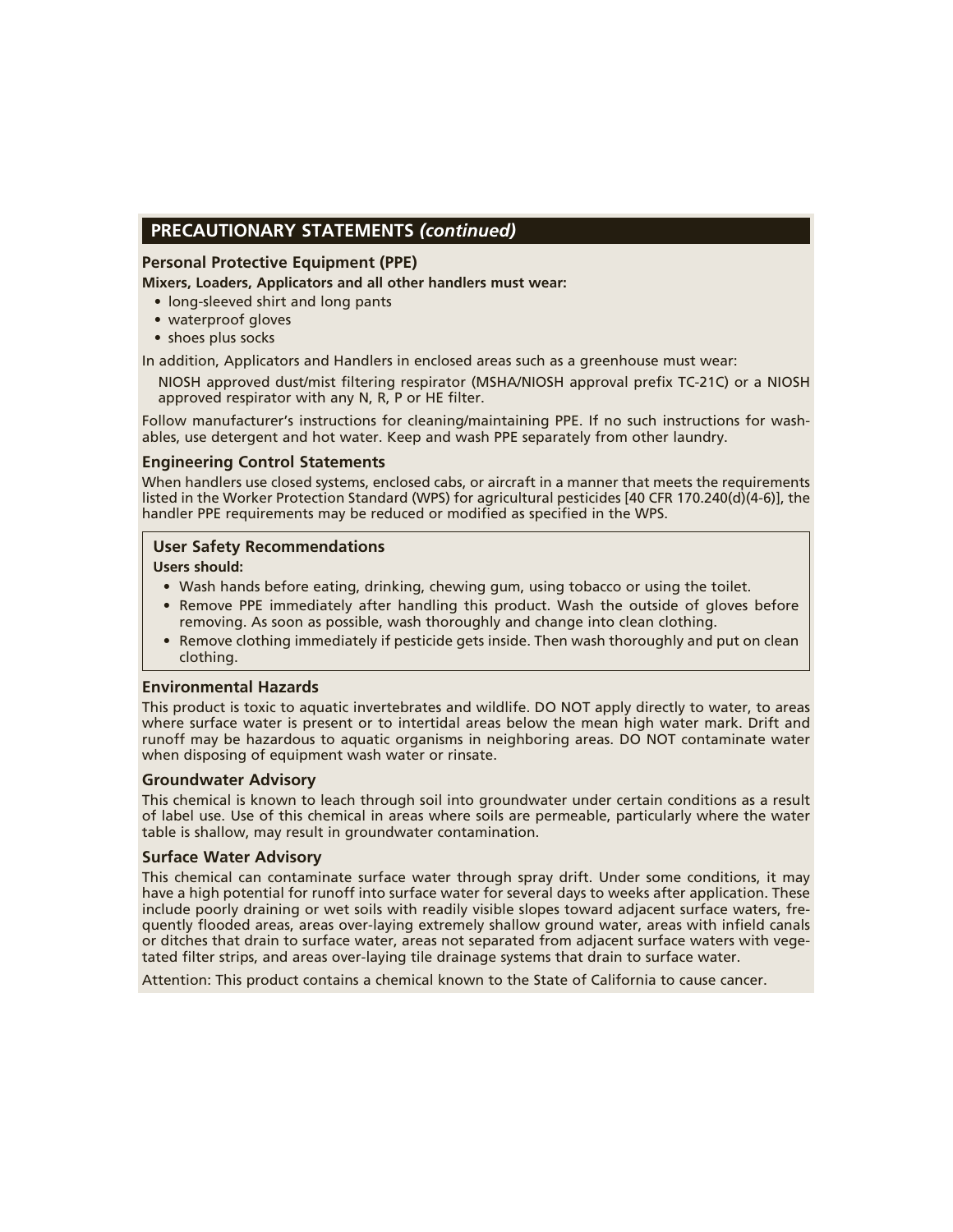## PRECAUTIONARY STATEMENTS *(continued)*

### Personal Protective Equipment (PPE)

**Mixers, Loaders, Applicators and all other handlers must wear:**

- long-sleeved shirt and long pants
- waterproof gloves
- shoes plus socks

In addition, Applicators and Handlers in enclosed areas such as a greenhouse must wear:

NIOSH approved dust/mist filtering respirator (MSHA/NIOSH approval prefix TC-21C) or a NIOSH approved respirator with any N, R, P or HE filter.

Follow manufacturer's instructions for cleaning/maintaining PPE. If no such instructions for washables, use detergent and hot water. Keep and wash PPE separately from other laundry.

### Engineering Control Statements

When handlers use closed systems, enclosed cabs, or aircraft in a manner that meets the requirements listed in the Worker Protection Standard (WPS) for agricultural pesticides [40 CFR 170.240(d)(4-6)], the handler PPE requirements may be reduced or modified as specified in the WPS.

### User Safety Recommendations

**Users should:**

- Wash hands before eating, drinking, chewing gum, using tobacco or using the toilet.
- Remove PPE immediately after handling this product. Wash the outside of gloves before removing. As soon as possible, wash thoroughly and change into clean clothing.
- Remove clothing immediately if pesticide gets inside. Then wash thoroughly and put on clean clothing.

### Environmental Hazards

This product is toxic to aquatic invertebrates and wildlife. DO NOT apply directly to water, to areas where surface water is present or to intertidal areas below the mean high water mark. Drift and runoff may be hazardous to aquatic organisms in neighboring areas. DO NOT contaminate water when disposing of equipment wash water or rinsate.

### Groundwater Advisory

This chemical is known to leach through soil into groundwater under certain conditions as a result of label use. Use of this chemical in areas where soils are permeable, particularly where the water table is shallow, may result in groundwater contamination.

### Surface Water Advisory

This chemical can contaminate surface water through spray drift. Under some conditions, it may have a high potential for runoff into surface water for several days to weeks after application. These include poorly draining or wet soils with readily visible slopes toward adjacent surface waters, frequently flooded areas, areas over-laying extremely shallow ground water, areas with infield canals or ditches that drain to surface water, areas not separated from adjacent surface waters with vegetated filter strips, and areas over-laying tile drainage systems that drain to surface water.

Attention: This product contains a chemical known to the State of California to cause cancer.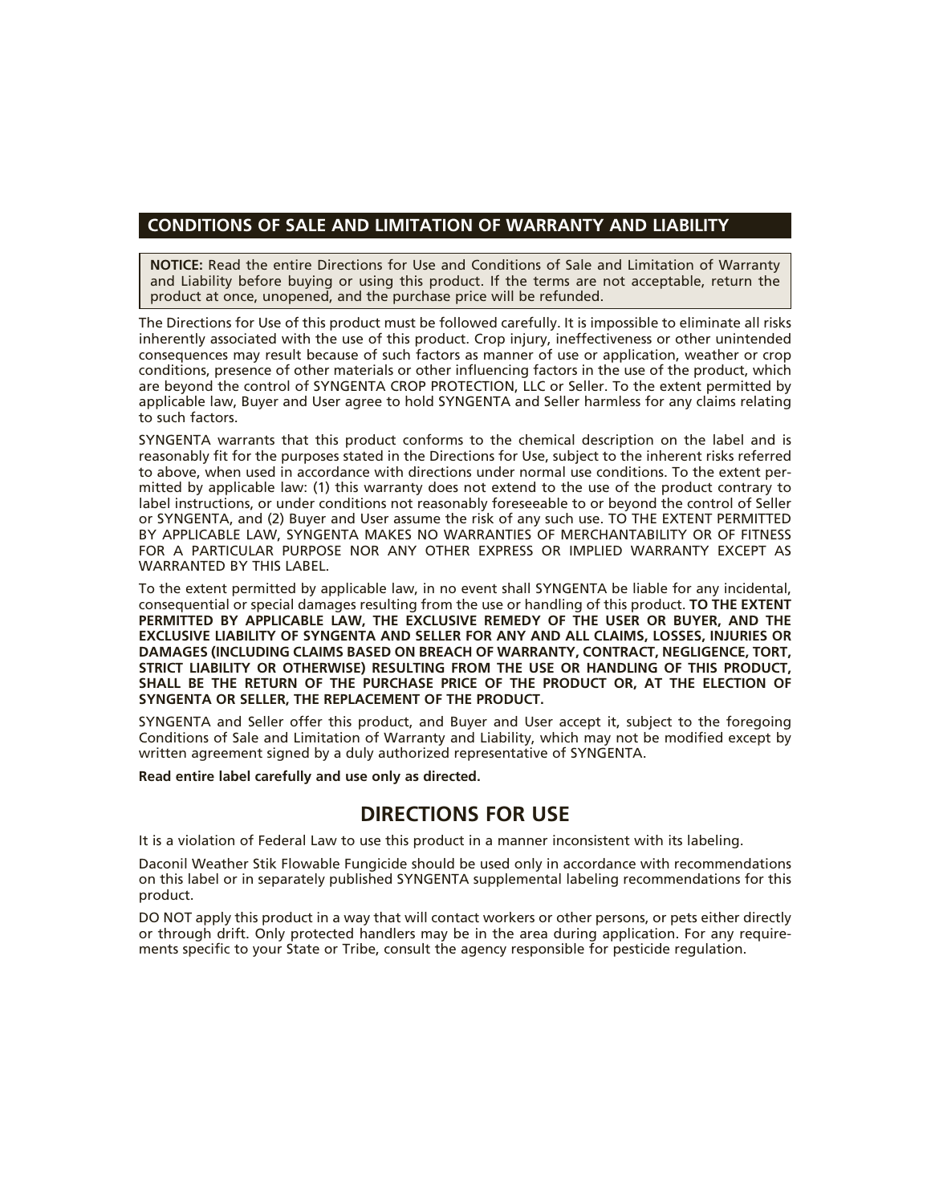## CONDITIONS OF SALE AND LIMITATION OF WARRANTY AND LIABILITY

**NOTICE:** Read the entire Directions for Use and Conditions of Sale and Limitation of Warranty and Liability before buying or using this product. If the terms are not acceptable, return the product at once, unopened, and the purchase price will be refunded.

The Directions for Use of this product must be followed carefully. It is impossible to eliminate all risks inherently associated with the use of this product. Crop injury, ineffectiveness or other unintended consequences may result because of such factors as manner of use or application, weather or crop conditions, presence of other materials or other influencing factors in the use of the product, which are beyond the control of SYNGENTA CROP PROTECTION, LLC or Seller. To the extent permitted by applicable law, Buyer and User agree to hold SYNGENTA and Seller harmless for any claims relating to such factors.

SYNGENTA warrants that this product conforms to the chemical description on the label and is reasonably fit for the purposes stated in the Directions for Use, subject to the inherent risks referred to above, when used in accordance with directions under normal use conditions. To the extent permitted by applicable law: (1) this warranty does not extend to the use of the product contrary to label instructions, or under conditions not reasonably foreseeable to or beyond the control of Seller or SYNGENTA, and (2) Buyer and User assume the risk of any such use. TO THE EXTENT PERMITTED BY APPLICABLE LAW, SYNGENTA MAKES NO WARRANTIES OF MERCHANTABILITY OR OF FITNESS FOR A PARTICULAR PURPOSE NOR ANY OTHER EXPRESS OR IMPLIED WARRANTY EXCEPT AS WARRANTED BY THIS LABEL.

To the extent permitted by applicable law, in no event shall SYNGENTA be liable for any incidental, consequential or special damages resulting from the use or handling of this product. **TO THE EXTENT PERMITTED BY APPLICABLE LAW, THE EXCLUSIVE REMEDY OF THE USER OR BUYER, AND THE EXCLUSIVE LIABILITY OF SYNGENTA AND SELLER FOR ANY AND ALL CLAIMS, LOSSES, INJURIES OR DAMAGES (INCLUDING CLAIMS BASED ON BREACH OF WARRANTY, CONTRACT, NEGLIGENCE, TORT, STRICT LIABILITY OR OTHERWISE) RESULTING FROM THE USE OR HANDLING OF THIS PRODUCT, SHALL BE THE RETURN OF THE PURCHASE PRICE OF THE PRODUCT OR, AT THE ELECTION OF SYNGENTA OR SELLER, THE REPLACEMENT OF THE PRODUCT.**

SYNGENTA and Seller offer this product, and Buyer and User accept it, subject to the foregoing Conditions of Sale and Limitation of Warranty and Liability, which may not be modified except by written agreement signed by a duly authorized representative of SYNGENTA.

**Read entire label carefully and use only as directed.**

## DIRECTIONS FOR USE

It is a violation of Federal Law to use this product in a manner inconsistent with its labeling.

Daconil Weather Stik Flowable Fungicide should be used only in accordance with recommendations on this label or in separately published SYNGENTA supplemental labeling recommendations for this product.

DO NOT apply this product in a way that will contact workers or other persons, or pets either directly or through drift. Only protected handlers may be in the area during application. For any requirements specific to your State or Tribe, consult the agency responsible for pesticide regulation.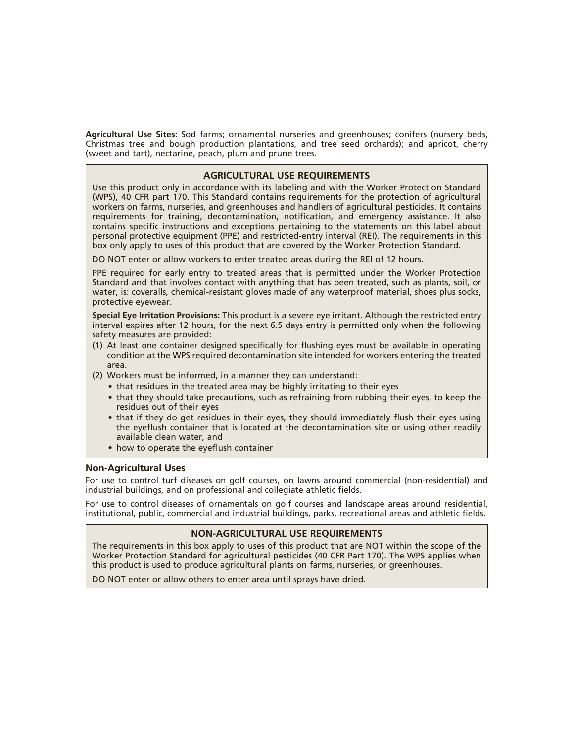**Agricultural Use Sites:** Sod farms; ornamental nurseries and greenhouses; conifers (nursery beds, Christmas tree and bough production plantations, and tree seed orchards); and apricot, cherry (sweet and tart), nectarine, peach, plum and prune trees.

## AGRICULTURAL USE REQUIREMENTS

Use this product only in accordance with its labeling and with the Worker Protection Standard (WPS), 40 CFR part 170. This Standard contains requirements for the protection of agricultural workers on farms, nurseries, and greenhouses and handlers of agricultural pesticides. It contains requirements for training, decontamination, notification, and emergency assistance. It also contains specific instructions and exceptions pertaining to the statements on this label about personal protective equipment (PPE) and restricted-entry interval (REI). The requirements in this box only apply to uses of this product that are covered by the Worker Protection Standard.

DO NOT enter or allow workers to enter treated areas during the REI of 12 hours.

PPE required for early entry to treated areas that is permitted under the Worker Protection Standard and that involves contact with anything that has been treated, such as plants, soil, or water, is: coveralls, chemical-resistant gloves made of any waterproof material, shoes plus socks, protective eyewear.

**Special Eye Irritation Provisions:** This product is a severe eye irritant. Although the restricted entry interval expires after 12 hours, for the next 6.5 days entry is permitted only when the following safety measures are provided:

(1) At least one container designed specifically for flushing eyes must be available in operating condition at the WPS required decontamination site intended for workers entering the treated area.

(2) Workers must be informed, in a manner they can understand:
- that residues in the treated area may be highly irritating to their eyes
- that they should take precautions, such as refraining from rubbing their eyes, to keep the residues out of their eyes
- that if they do get residues in their eyes, they should immediately flush their eyes using the eyeflush container that is located at the decontamination site or using other readily available clean water, and
- how to operate the eyeflush container

### Non-Agricultural Uses

For use to control turf diseases on golf courses, on lawns around commercial (non-residential) and industrial buildings, and on professional and collegiate athletic fields.

For use to control diseases of ornamentals on golf courses and landscape areas around residential, institutional, public, commercial and industrial buildings, parks, recreational areas and athletic fields.

## NON-AGRICULTURAL USE REQUIREMENTS

The requirements in this box apply to uses of this product that are NOT within the scope of the Worker Protection Standard for agricultural pesticides (40 CFR Part 170). The WPS applies when this product is used to produce agricultural plants on farms, nurseries, or greenhouses.

DO NOT enter or allow others to enter area until sprays have dried.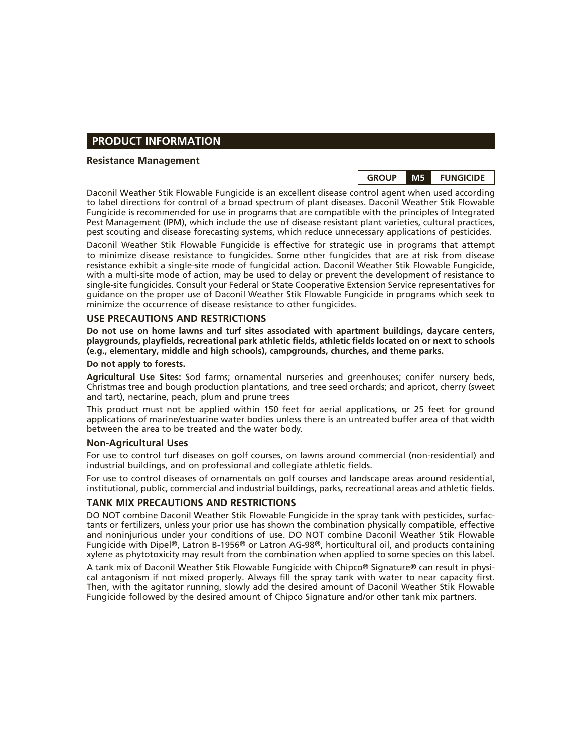## PRODUCT INFORMATION

### Resistance Management

| GROUP | M5 | FUNGICIDE |
|---|---|---|

Daconil Weather Stik Flowable Fungicide is an excellent disease control agent when used according to label directions for control of a broad spectrum of plant diseases. Daconil Weather Stik Flowable Fungicide is recommended for use in programs that are compatible with the principles of Integrated Pest Management (IPM), which include the use of disease resistant plant varieties, cultural practices, pest scouting and disease forecasting systems, which reduce unnecessary applications of pesticides.

Daconil Weather Stik Flowable Fungicide is effective for strategic use in programs that attempt to minimize disease resistance to fungicides. Some other fungicides that are at risk from disease resistance exhibit a single-site mode of fungicidal action. Daconil Weather Stik Flowable Fungicide, with a multi-site mode of action, may be used to delay or prevent the development of resistance to single-site fungicides. Consult your Federal or State Cooperative Extension Service representatives for guidance on the proper use of Daconil Weather Stik Flowable Fungicide in programs which seek to minimize the occurrence of disease resistance to other fungicides.

### USE PRECAUTIONS AND RESTRICTIONS

**Do not use on home lawns and turf sites associated with apartment buildings, daycare centers, playgrounds, playfields, recreational park athletic fields, athletic fields located on or next to schools (e.g., elementary, middle and high schools), campgrounds, churches, and theme parks.**

**Do not apply to forests.**

**Agricultural Use Sites:** Sod farms; ornamental nurseries and greenhouses; conifer nursery beds, Christmas tree and bough production plantations, and tree seed orchards; and apricot, cherry (sweet and tart), nectarine, peach, plum and prune trees

This product must not be applied within 150 feet for aerial applications, or 25 feet for ground applications of marine/estuarine water bodies unless there is an untreated buffer area of that width between the area to be treated and the water body.

### Non-Agricultural Uses

For use to control turf diseases on golf courses, on lawns around commercial (non-residential) and industrial buildings, and on professional and collegiate athletic fields.

For use to control diseases of ornamentals on golf courses and landscape areas around residential, institutional, public, commercial and industrial buildings, parks, recreational areas and athletic fields.

### TANK MIX PRECAUTIONS AND RESTRICTIONS

DO NOT combine Daconil Weather Stik Flowable Fungicide in the spray tank with pesticides, surfactants or fertilizers, unless your prior use has shown the combination physically compatible, effective and noninjurious under your conditions of use. DO NOT combine Daconil Weather Stik Flowable Fungicide with Dipel®, Latron B-1956® or Latron AG-98®, horticultural oil, and products containing xylene as phytotoxicity may result from the combination when applied to some species on this label.

A tank mix of Daconil Weather Stik Flowable Fungicide with Chipco® Signature® can result in physical antagonism if not mixed properly. Always fill the spray tank with water to near capacity first. Then, with the agitator running, slowly add the desired amount of Daconil Weather Stik Flowable Fungicide followed by the desired amount of Chipco Signature and/or other tank mix partners.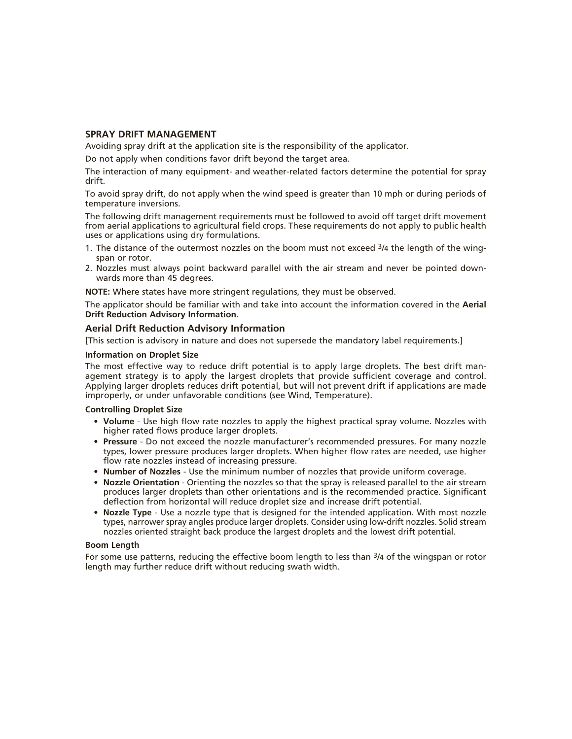## SPRAY DRIFT MANAGEMENT

Avoiding spray drift at the application site is the responsibility of the applicator.

Do not apply when conditions favor drift beyond the target area.

The interaction of many equipment- and weather-related factors determine the potential for spray drift.

To avoid spray drift, do not apply when the wind speed is greater than 10 mph or during periods of temperature inversions.

The following drift management requirements must be followed to avoid off target drift movement from aerial applications to agricultural field crops. These requirements do not apply to public health uses or applications using dry formulations.

1. The distance of the outermost nozzles on the boom must not exceed 3/4 the length of the wingspan or rotor.
2. Nozzles must always point backward parallel with the air stream and never be pointed downwards more than 45 degrees.

**NOTE:** Where states have more stringent regulations, they must be observed.

The applicator should be familiar with and take into account the information covered in the **Aerial Drift Reduction Advisory Information**.

### Aerial Drift Reduction Advisory Information

[This section is advisory in nature and does not supersede the mandatory label requirements.]

#### Information on Droplet Size

The most effective way to reduce drift potential is to apply large droplets. The best drift management strategy is to apply the largest droplets that provide sufficient coverage and control. Applying larger droplets reduces drift potential, but will not prevent drift if applications are made improperly, or under unfavorable conditions (see Wind, Temperature).

#### Controlling Droplet Size

- **Volume** - Use high flow rate nozzles to apply the highest practical spray volume. Nozzles with higher rated flows produce larger droplets.
- **Pressure** - Do not exceed the nozzle manufacturer's recommended pressures. For many nozzle types, lower pressure produces larger droplets. When higher flow rates are needed, use higher flow rate nozzles instead of increasing pressure.
- **Number of Nozzles** - Use the minimum number of nozzles that provide uniform coverage.
- **Nozzle Orientation** - Orienting the nozzles so that the spray is released parallel to the air stream produces larger droplets than other orientations and is the recommended practice. Significant deflection from horizontal will reduce droplet size and increase drift potential.
- **Nozzle Type** - Use a nozzle type that is designed for the intended application. With most nozzle types, narrower spray angles produce larger droplets. Consider using low-drift nozzles. Solid stream nozzles oriented straight back produce the largest droplets and the lowest drift potential.

#### Boom Length

For some use patterns, reducing the effective boom length to less than 3/4 of the wingspan or rotor length may further reduce drift without reducing swath width.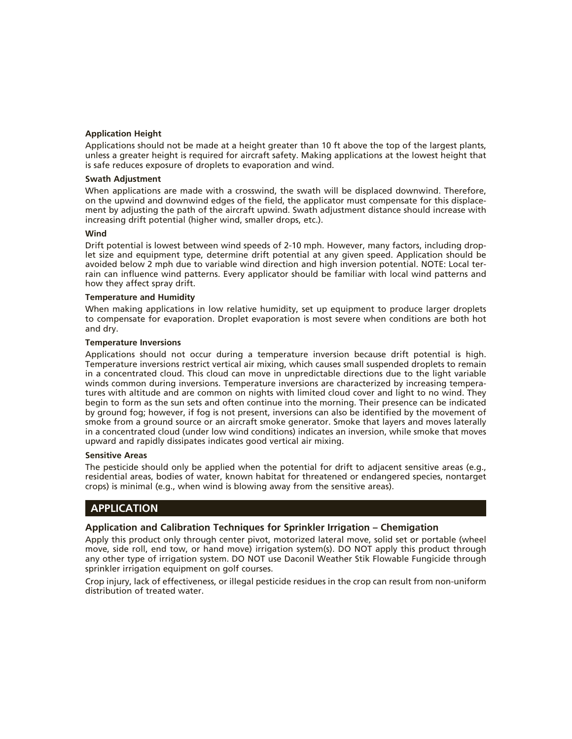#### Application Height

Applications should not be made at a height greater than 10 ft above the top of the largest plants, unless a greater height is required for aircraft safety. Making applications at the lowest height that is safe reduces exposure of droplets to evaporation and wind.

#### Swath Adjustment

When applications are made with a crosswind, the swath will be displaced downwind. Therefore, on the upwind and downwind edges of the field, the applicator must compensate for this displacement by adjusting the path of the aircraft upwind. Swath adjustment distance should increase with increasing drift potential (higher wind, smaller drops, etc.).

#### Wind

Drift potential is lowest between wind speeds of 2-10 mph. However, many factors, including droplet size and equipment type, determine drift potential at any given speed. Application should be avoided below 2 mph due to variable wind direction and high inversion potential. NOTE: Local terrain can influence wind patterns. Every applicator should be familiar with local wind patterns and how they affect spray drift.

#### Temperature and Humidity

When making applications in low relative humidity, set up equipment to produce larger droplets to compensate for evaporation. Droplet evaporation is most severe when conditions are both hot and dry.

#### Temperature Inversions

Applications should not occur during a temperature inversion because drift potential is high. Temperature inversions restrict vertical air mixing, which causes small suspended droplets to remain in a concentrated cloud. This cloud can move in unpredictable directions due to the light variable winds common during inversions. Temperature inversions are characterized by increasing temperatures with altitude and are common on nights with limited cloud cover and light to no wind. They begin to form as the sun sets and often continue into the morning. Their presence can be indicated by ground fog; however, if fog is not present, inversions can also be identified by the movement of smoke from a ground source or an aircraft smoke generator. Smoke that layers and moves laterally in a concentrated cloud (under low wind conditions) indicates an inversion, while smoke that moves upward and rapidly dissipates indicates good vertical air mixing.

#### Sensitive Areas

The pesticide should only be applied when the potential for drift to adjacent sensitive areas (e.g., residential areas, bodies of water, known habitat for threatened or endangered species, nontarget crops) is minimal (e.g., when wind is blowing away from the sensitive areas).

## APPLICATION

### Application and Calibration Techniques for Sprinkler Irrigation – Chemigation

Apply this product only through center pivot, motorized lateral move, solid set or portable (wheel move, side roll, end tow, or hand move) irrigation system(s). DO NOT apply this product through any other type of irrigation system. DO NOT use Daconil Weather Stik Flowable Fungicide through sprinkler irrigation equipment on golf courses.

Crop injury, lack of effectiveness, or illegal pesticide residues in the crop can result from non-uniform distribution of treated water.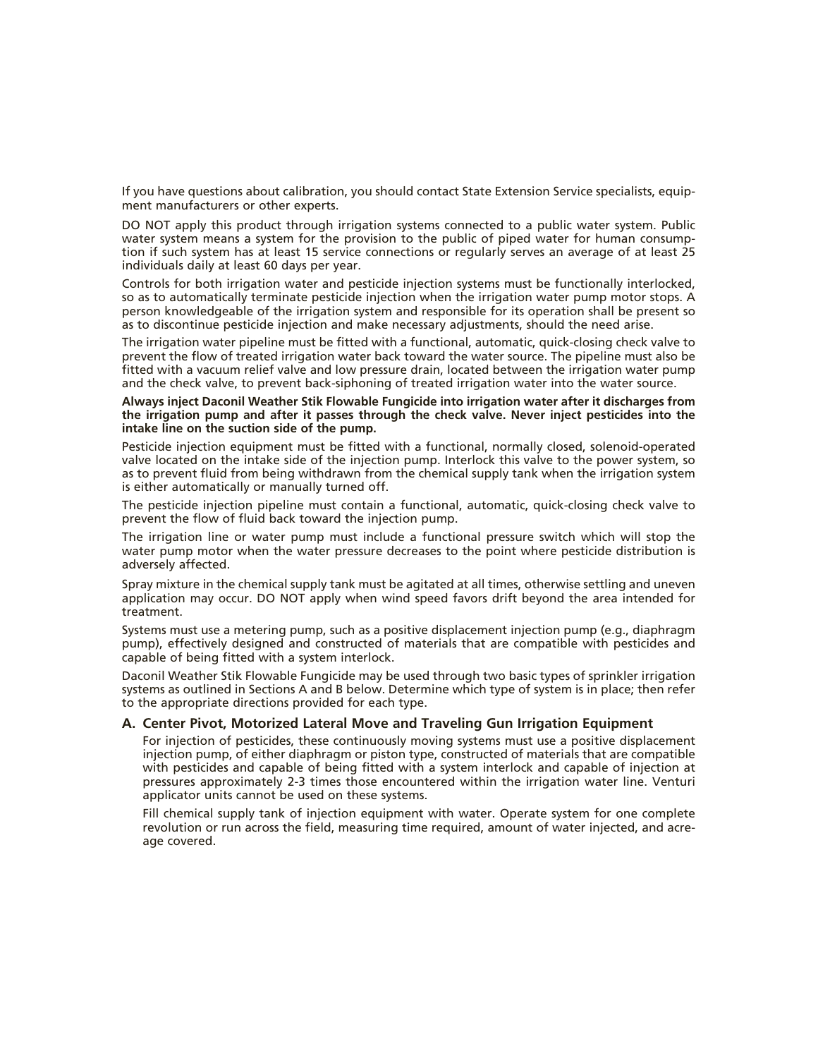If you have questions about calibration, you should contact State Extension Service specialists, equipment manufacturers or other experts.

DO NOT apply this product through irrigation systems connected to a public water system. Public water system means a system for the provision to the public of piped water for human consumption if such system has at least 15 service connections or regularly serves an average of at least 25 individuals daily at least 60 days per year.

Controls for both irrigation water and pesticide injection systems must be functionally interlocked, so as to automatically terminate pesticide injection when the irrigation water pump motor stops. A person knowledgeable of the irrigation system and responsible for its operation shall be present so as to discontinue pesticide injection and make necessary adjustments, should the need arise.

The irrigation water pipeline must be fitted with a functional, automatic, quick-closing check valve to prevent the flow of treated irrigation water back toward the water source. The pipeline must also be fitted with a vacuum relief valve and low pressure drain, located between the irrigation water pump and the check valve, to prevent back-siphoning of treated irrigation water into the water source.

**Always inject Daconil Weather Stik Flowable Fungicide into irrigation water after it discharges from the irrigation pump and after it passes through the check valve. Never inject pesticides into the intake line on the suction side of the pump.**

Pesticide injection equipment must be fitted with a functional, normally closed, solenoid-operated valve located on the intake side of the injection pump. Interlock this valve to the power system, so as to prevent fluid from being withdrawn from the chemical supply tank when the irrigation system is either automatically or manually turned off.

The pesticide injection pipeline must contain a functional, automatic, quick-closing check valve to prevent the flow of fluid back toward the injection pump.

The irrigation line or water pump must include a functional pressure switch which will stop the water pump motor when the water pressure decreases to the point where pesticide distribution is adversely affected.

Spray mixture in the chemical supply tank must be agitated at all times, otherwise settling and uneven application may occur. DO NOT apply when wind speed favors drift beyond the area intended for treatment.

Systems must use a metering pump, such as a positive displacement injection pump (e.g., diaphragm pump), effectively designed and constructed of materials that are compatible with pesticides and capable of being fitted with a system interlock.

Daconil Weather Stik Flowable Fungicide may be used through two basic types of sprinkler irrigation systems as outlined in Sections A and B below. Determine which type of system is in place; then refer to the appropriate directions provided for each type.

### A. Center Pivot, Motorized Lateral Move and Traveling Gun Irrigation Equipment

For injection of pesticides, these continuously moving systems must use a positive displacement injection pump, of either diaphragm or piston type, constructed of materials that are compatible with pesticides and capable of being fitted with a system interlock and capable of injection at pressures approximately 2-3 times those encountered within the irrigation water line. Venturi applicator units cannot be used on these systems.

Fill chemical supply tank of injection equipment with water. Operate system for one complete revolution or run across the field, measuring time required, amount of water injected, and acreage covered.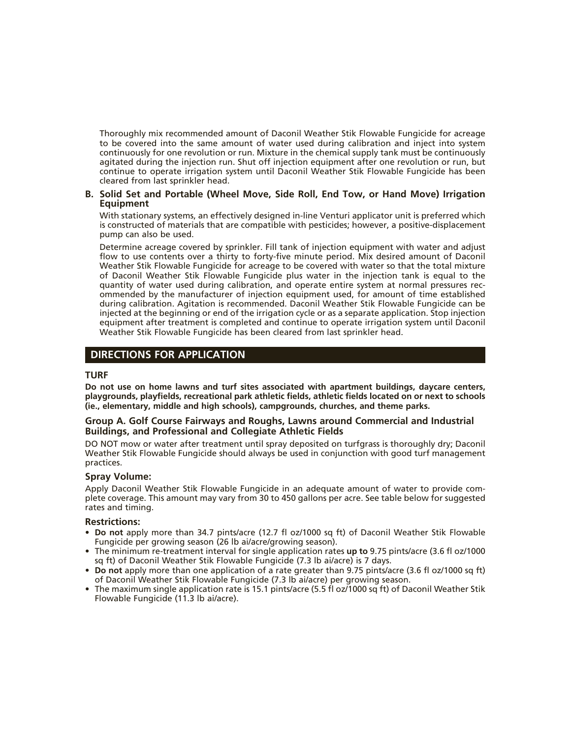Thoroughly mix recommended amount of Daconil Weather Stik Flowable Fungicide for acreage to be covered into the same amount of water used during calibration and inject into system continuously for one revolution or run. Mixture in the chemical supply tank must be continuously agitated during the injection run. Shut off injection equipment after one revolution or run, but continue to operate irrigation system until Daconil Weather Stik Flowable Fungicide has been cleared from last sprinkler head.

**B. Solid Set and Portable (Wheel Move, Side Roll, End Tow, or Hand Move) Irrigation Equipment**

With stationary systems, an effectively designed in-line Venturi applicator unit is preferred which is constructed of materials that are compatible with pesticides; however, a positive-displacement pump can also be used.

Determine acreage covered by sprinkler. Fill tank of injection equipment with water and adjust flow to use contents over a thirty to forty-five minute period. Mix desired amount of Daconil Weather Stik Flowable Fungicide for acreage to be covered with water so that the total mixture of Daconil Weather Stik Flowable Fungicide plus water in the injection tank is equal to the quantity of water used during calibration, and operate entire system at normal pressures recommended by the manufacturer of injection equipment used, for amount of time established during calibration. Agitation is recommended. Daconil Weather Stik Flowable Fungicide can be injected at the beginning or end of the irrigation cycle or as a separate application. Stop injection equipment after treatment is completed and continue to operate irrigation system until Daconil Weather Stik Flowable Fungicide has been cleared from last sprinkler head.

## DIRECTIONS FOR APPLICATION

### TURF

**Do not use on home lawns and turf sites associated with apartment buildings, daycare centers, playgrounds, playfields, recreational park athletic fields, athletic fields located on or next to schools (ie., elementary, middle and high schools), campgrounds, churches, and theme parks.**

### Group A. Golf Course Fairways and Roughs, Lawns around Commercial and Industrial Buildings, and Professional and Collegiate Athletic Fields

DO NOT mow or water after treatment until spray deposited on turfgrass is thoroughly dry; Daconil Weather Stik Flowable Fungicide should always be used in conjunction with good turf management practices.

#### Spray Volume:

Apply Daconil Weather Stik Flowable Fungicide in an adequate amount of water to provide complete coverage. This amount may vary from 30 to 450 gallons per acre. See table below for suggested rates and timing.

#### Restrictions:

- **Do not** apply more than 34.7 pints/acre (12.7 fl oz/1000 sq ft) of Daconil Weather Stik Flowable Fungicide per growing season (26 lb ai/acre/growing season).
- The minimum re-treatment interval for single application rates **up to** 9.75 pints/acre (3.6 fl oz/1000 sq ft) of Daconil Weather Stik Flowable Fungicide (7.3 lb ai/acre) is 7 days.
- **Do not** apply more than one application of a rate greater than 9.75 pints/acre (3.6 fl oz/1000 sq ft) of Daconil Weather Stik Flowable Fungicide (7.3 lb ai/acre) per growing season.
- The maximum single application rate is 15.1 pints/acre (5.5 fl oz/1000 sq ft) of Daconil Weather Stik Flowable Fungicide (11.3 lb ai/acre).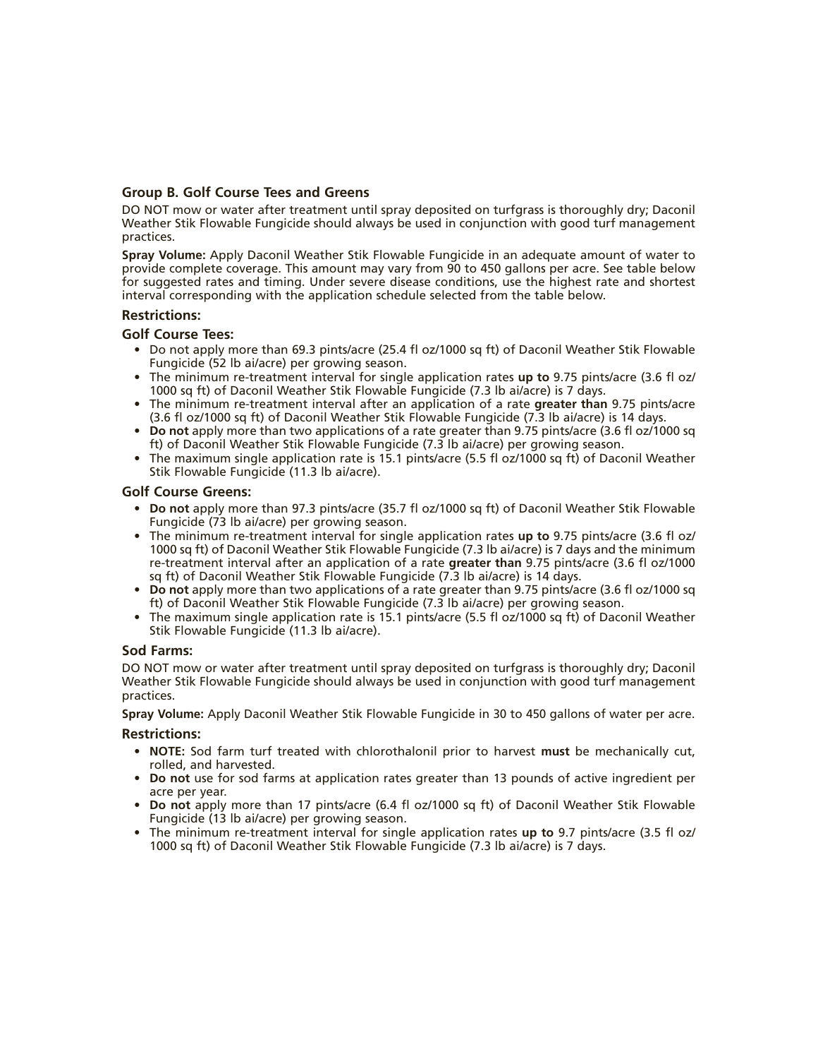### Group B. Golf Course Tees and Greens

DO NOT mow or water after treatment until spray deposited on turfgrass is thoroughly dry; Daconil Weather Stik Flowable Fungicide should always be used in conjunction with good turf management practices.

**Spray Volume:** Apply Daconil Weather Stik Flowable Fungicide in an adequate amount of water to provide complete coverage. This amount may vary from 90 to 450 gallons per acre. See table below for suggested rates and timing. Under severe disease conditions, use the highest rate and shortest interval corresponding with the application schedule selected from the table below.

#### Restrictions:

#### Golf Course Tees:

- Do not apply more than 69.3 pints/acre (25.4 fl oz/1000 sq ft) of Daconil Weather Stik Flowable Fungicide (52 lb ai/acre) per growing season.
- The minimum re-treatment interval for single application rates **up to** 9.75 pints/acre (3.6 fl oz/ 1000 sq ft) of Daconil Weather Stik Flowable Fungicide (7.3 lb ai/acre) is 7 days.
- The minimum re-treatment interval after an application of a rate **greater than** 9.75 pints/acre (3.6 fl oz/1000 sq ft) of Daconil Weather Stik Flowable Fungicide (7.3 lb ai/acre) is 14 days.
- **Do not** apply more than two applications of a rate greater than 9.75 pints/acre (3.6 fl oz/1000 sq ft) of Daconil Weather Stik Flowable Fungicide (7.3 lb ai/acre) per growing season.
- The maximum single application rate is 15.1 pints/acre (5.5 fl oz/1000 sq ft) of Daconil Weather Stik Flowable Fungicide (11.3 lb ai/acre).

#### Golf Course Greens:

- **Do not** apply more than 97.3 pints/acre (35.7 fl oz/1000 sq ft) of Daconil Weather Stik Flowable Fungicide (73 lb ai/acre) per growing season.
- The minimum re-treatment interval for single application rates **up to** 9.75 pints/acre (3.6 fl oz/ 1000 sq ft) of Daconil Weather Stik Flowable Fungicide (7.3 lb ai/acre) is 7 days and the minimum re-treatment interval after an application of a rate **greater than** 9.75 pints/acre (3.6 fl oz/1000 sq ft) of Daconil Weather Stik Flowable Fungicide (7.3 lb ai/acre) is 14 days.
- **Do not** apply more than two applications of a rate greater than 9.75 pints/acre (3.6 fl oz/1000 sq ft) of Daconil Weather Stik Flowable Fungicide (7.3 lb ai/acre) per growing season.
- The maximum single application rate is 15.1 pints/acre (5.5 fl oz/1000 sq ft) of Daconil Weather Stik Flowable Fungicide (11.3 lb ai/acre).

#### Sod Farms:

DO NOT mow or water after treatment until spray deposited on turfgrass is thoroughly dry; Daconil Weather Stik Flowable Fungicide should always be used in conjunction with good turf management practices.

**Spray Volume:** Apply Daconil Weather Stik Flowable Fungicide in 30 to 450 gallons of water per acre.

#### Restrictions:

- **NOTE:** Sod farm turf treated with chlorothalonil prior to harvest **must** be mechanically cut, rolled, and harvested.
- **Do not** use for sod farms at application rates greater than 13 pounds of active ingredient per acre per year.
- **Do not** apply more than 17 pints/acre (6.4 fl oz/1000 sq ft) of Daconil Weather Stik Flowable Fungicide (13 lb ai/acre) per growing season.
- The minimum re-treatment interval for single application rates **up to** 9.7 pints/acre (3.5 fl oz/ 1000 sq ft) of Daconil Weather Stik Flowable Fungicide (7.3 lb ai/acre) is 7 days.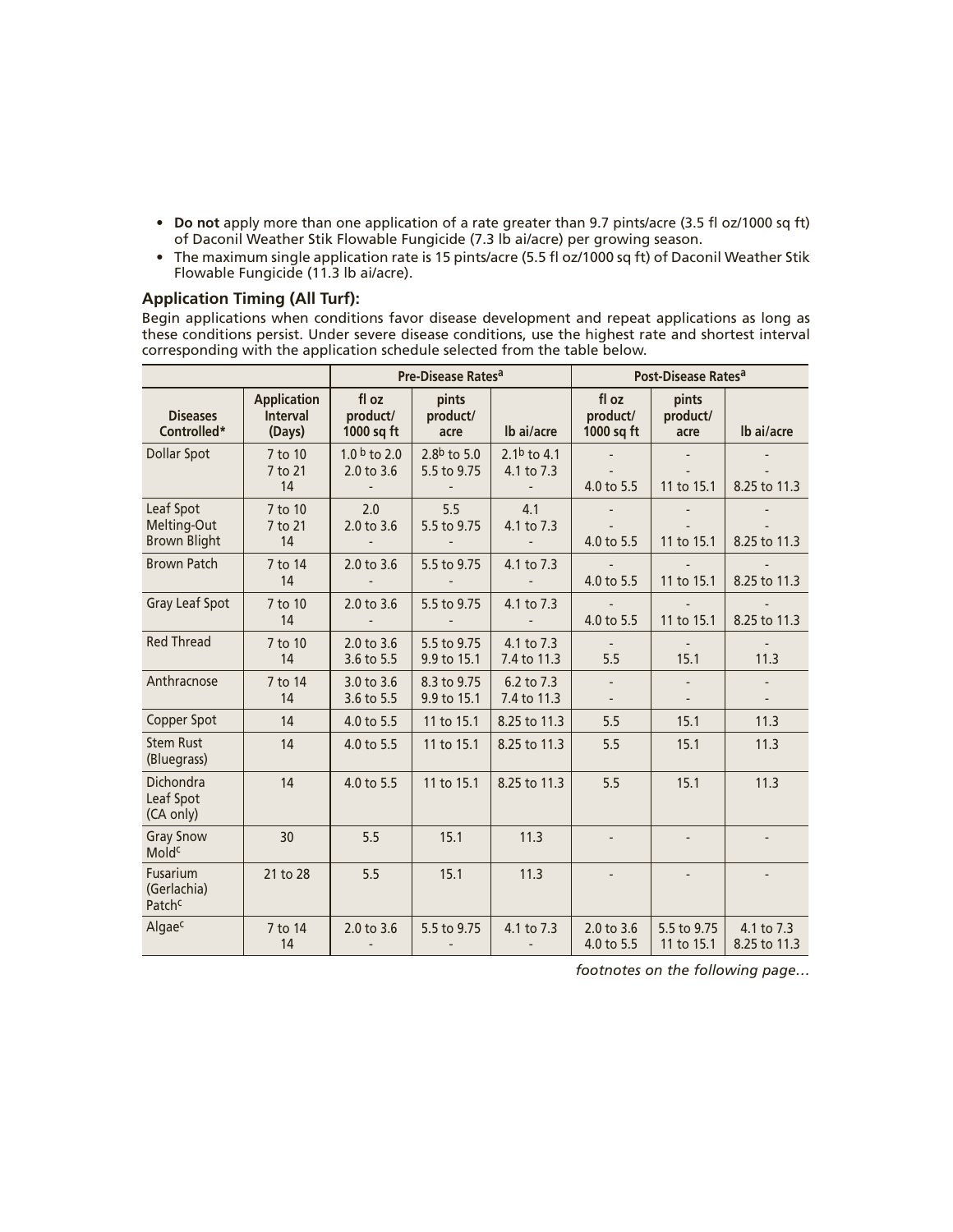- **Do not** apply more than one application of a rate greater than 9.7 pints/acre (3.5 fl oz/1000 sq ft) of Daconil Weather Stik Flowable Fungicide (7.3 lb ai/acre) per growing season.
- The maximum single application rate is 15 pints/acre (5.5 fl oz/1000 sq ft) of Daconil Weather Stik Flowable Fungicide (11.3 lb ai/acre).

### Application Timing (All Turf):

Begin applications when conditions favor disease development and repeat applications as long as these conditions persist. Under severe disease conditions, use the highest rate and shortest interval corresponding with the application schedule selected from the table below.

| | | Pre-Disease Rates[a] | | | Post-Disease Rates[a] | | |
|---|---|---|---|---|---|---|---|
| **Diseases Controlled*** | **Application Interval (Days)** | **fl oz product/ 1000 sq ft** | **pints product/ acre** | **lb ai/acre** | **fl oz product/ 1000 sq ft** | **pints product/ acre** | **lb ai/acre** |
| Dollar Spot | 7 to 10<br>7 to 21<br>14 | 1.0[b] to 2.0<br>2.0 to 3.6<br>- | 2.8[b] to 5.0<br>5.5 to 9.75<br>- | 2.1[b] to 4.1<br>4.1 to 7.3<br>- | -<br>-<br>4.0 to 5.5 | -<br>-<br>11 to 15.1 | -<br>-<br>8.25 to 11.3 |
| Leaf Spot<br>Melting-Out<br>Brown Blight | 7 to 10<br>7 to 21<br>14 | 2.0<br>2.0 to 3.6<br>- | 5.5<br>5.5 to 9.75<br>- | 4.1<br>4.1 to 7.3<br>- | -<br>-<br>4.0 to 5.5 | -<br>-<br>11 to 15.1 | -<br>-<br>8.25 to 11.3 |
| Brown Patch | 7 to 14<br>14 | 2.0 to 3.6<br>- | 5.5 to 9.75<br>- | 4.1 to 7.3<br>- | -<br>4.0 to 5.5 | -<br>11 to 15.1 | -<br>8.25 to 11.3 |
| Gray Leaf Spot | 7 to 10<br>14 | 2.0 to 3.6<br>- | 5.5 to 9.75<br>- | 4.1 to 7.3<br>- | -<br>4.0 to 5.5 | -<br>11 to 15.1 | -<br>8.25 to 11.3 |
| Red Thread | 7 to 10<br>14 | 2.0 to 3.6<br>3.6 to 5.5 | 5.5 to 9.75<br>9.9 to 15.1 | 4.1 to 7.3<br>7.4 to 11.3 | -<br>5.5 | -<br>15.1 | -<br>11.3 |
| Anthracnose | 7 to 14<br>14 | 3.0 to 3.6<br>3.6 to 5.5 | 8.3 to 9.75<br>9.9 to 15.1 | 6.2 to 7.3<br>7.4 to 11.3 | -<br>- | -<br>- | -<br>- |
| Copper Spot | 14 | 4.0 to 5.5 | 11 to 15.1 | 8.25 to 11.3 | 5.5 | 15.1 | 11.3 |
| Stem Rust (Bluegrass) | 14 | 4.0 to 5.5 | 11 to 15.1 | 8.25 to 11.3 | 5.5 | 15.1 | 11.3 |
| Dichondra Leaf Spot (CA only) | 14 | 4.0 to 5.5 | 11 to 15.1 | 8.25 to 11.3 | 5.5 | 15.1 | 11.3 |
| Gray Snow Mold[c] | 30 | 5.5 | 15.1 | 11.3 | - | - | - |
| Fusarium (Gerlachia) Patch[c] | 21 to 28 | 5.5 | 15.1 | 11.3 | - | - | - |
| Algae[c] | 7 to 14<br>14 | 2.0 to 3.6<br>- | 5.5 to 9.75<br>- | 4.1 to 7.3<br>- | 2.0 to 3.6<br>4.0 to 5.5 | 5.5 to 9.75<br>11 to 15.1 | 4.1 to 7.3<br>8.25 to 11.3 |

*footnotes on the following page…*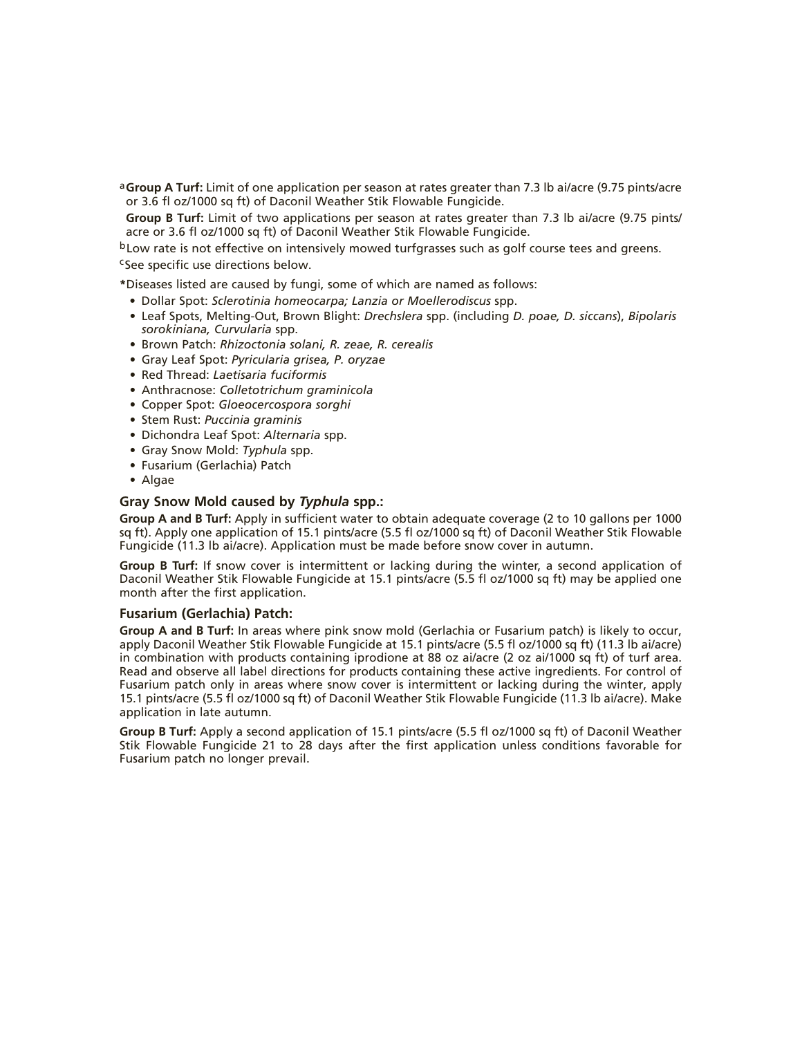[a]**Group A Turf:** Limit of one application per season at rates greater than 7.3 lb ai/acre (9.75 pints/acre or 3.6 fl oz/1000 sq ft) of Daconil Weather Stik Flowable Fungicide.

**Group B Turf:** Limit of two applications per season at rates greater than 7.3 lb ai/acre (9.75 pints/acre or 3.6 fl oz/1000 sq ft) of Daconil Weather Stik Flowable Fungicide.

[b]Low rate is not effective on intensively mowed turfgrasses such as golf course tees and greens.

[c]See specific use directions below.

*Diseases listed are caused by fungi, some of which are named as follows:

- Dollar Spot: *Sclerotinia homeocarpa; Lanzia or Moellerodiscus* spp.
- Leaf Spots, Melting-Out, Brown Blight: *Drechslera* spp. (including *D. poae, D. siccans*), *Bipolaris sorokiniana, Curvularia* spp.
- Brown Patch: *Rhizoctonia solani, R. zeae, R. cerealis*
- Gray Leaf Spot: *Pyricularia grisea, P. oryzae*
- Red Thread: *Laetisaria fuciformis*
- Anthracnose: *Colletotrichum graminicola*
- Copper Spot: *Gloeocercospora sorghi*
- Stem Rust: *Puccinia graminis*
- Dichondra Leaf Spot: *Alternaria* spp.
- Gray Snow Mold: *Typhula* spp.
- Fusarium (Gerlachia) Patch
- Algae

### Gray Snow Mold caused by *Typhula* spp.:

**Group A and B Turf:** Apply in sufficient water to obtain adequate coverage (2 to 10 gallons per 1000 sq ft). Apply one application of 15.1 pints/acre (5.5 fl oz/1000 sq ft) of Daconil Weather Stik Flowable Fungicide (11.3 lb ai/acre). Application must be made before snow cover in autumn.

**Group B Turf:** If snow cover is intermittent or lacking during the winter, a second application of Daconil Weather Stik Flowable Fungicide at 15.1 pints/acre (5.5 fl oz/1000 sq ft) may be applied one month after the first application.

### Fusarium (Gerlachia) Patch:

**Group A and B Turf:** In areas where pink snow mold (Gerlachia or Fusarium patch) is likely to occur, apply Daconil Weather Stik Flowable Fungicide at 15.1 pints/acre (5.5 fl oz/1000 sq ft) (11.3 lb ai/acre) in combination with products containing iprodione at 88 oz ai/acre (2 oz ai/1000 sq ft) of turf area. Read and observe all label directions for products containing these active ingredients. For control of Fusarium patch only in areas where snow cover is intermittent or lacking during the winter, apply 15.1 pints/acre (5.5 fl oz/1000 sq ft) of Daconil Weather Stik Flowable Fungicide (11.3 lb ai/acre). Make application in late autumn.

**Group B Turf:** Apply a second application of 15.1 pints/acre (5.5 fl oz/1000 sq ft) of Daconil Weather Stik Flowable Fungicide 21 to 28 days after the first application unless conditions favorable for Fusarium patch no longer prevail.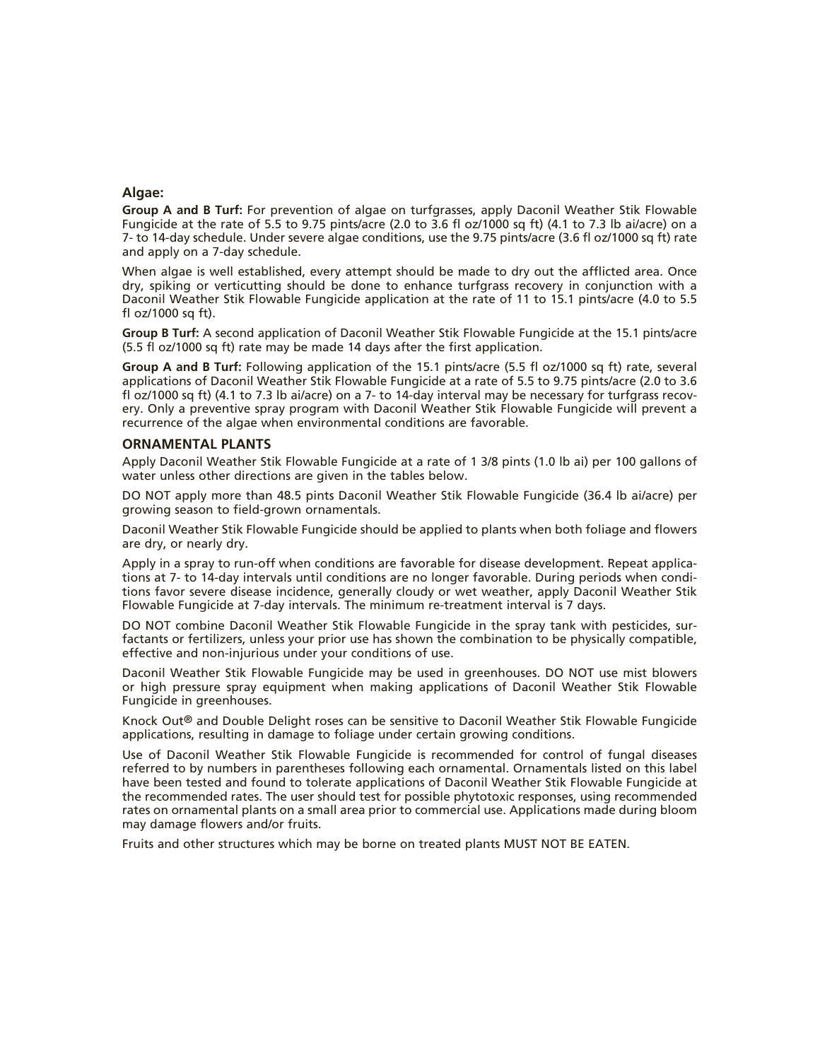### Algae:

**Group A and B Turf:** For prevention of algae on turfgrasses, apply Daconil Weather Stik Flowable Fungicide at the rate of 5.5 to 9.75 pints/acre (2.0 to 3.6 fl oz/1000 sq ft) (4.1 to 7.3 lb ai/acre) on a 7- to 14-day schedule. Under severe algae conditions, use the 9.75 pints/acre (3.6 fl oz/1000 sq ft) rate and apply on a 7-day schedule.

When algae is well established, every attempt should be made to dry out the afflicted area. Once dry, spiking or verticutting should be done to enhance turfgrass recovery in conjunction with a Daconil Weather Stik Flowable Fungicide application at the rate of 11 to 15.1 pints/acre (4.0 to 5.5 fl oz/1000 sq ft).

**Group B Turf:** A second application of Daconil Weather Stik Flowable Fungicide at the 15.1 pints/acre (5.5 fl oz/1000 sq ft) rate may be made 14 days after the first application.

**Group A and B Turf:** Following application of the 15.1 pints/acre (5.5 fl oz/1000 sq ft) rate, several applications of Daconil Weather Stik Flowable Fungicide at a rate of 5.5 to 9.75 pints/acre (2.0 to 3.6 fl oz/1000 sq ft) (4.1 to 7.3 lb ai/acre) on a 7- to 14-day interval may be necessary for turfgrass recovery. Only a preventive spray program with Daconil Weather Stik Flowable Fungicide will prevent a recurrence of the algae when environmental conditions are favorable.

### ORNAMENTAL PLANTS

Apply Daconil Weather Stik Flowable Fungicide at a rate of 1 3/8 pints (1.0 lb ai) per 100 gallons of water unless other directions are given in the tables below.

DO NOT apply more than 48.5 pints Daconil Weather Stik Flowable Fungicide (36.4 lb ai/acre) per growing season to field-grown ornamentals.

Daconil Weather Stik Flowable Fungicide should be applied to plants when both foliage and flowers are dry, or nearly dry.

Apply in a spray to run-off when conditions are favorable for disease development. Repeat applications at 7- to 14-day intervals until conditions are no longer favorable. During periods when conditions favor severe disease incidence, generally cloudy or wet weather, apply Daconil Weather Stik Flowable Fungicide at 7-day intervals. The minimum re-treatment interval is 7 days.

DO NOT combine Daconil Weather Stik Flowable Fungicide in the spray tank with pesticides, surfactants or fertilizers, unless your prior use has shown the combination to be physically compatible, effective and non-injurious under your conditions of use.

Daconil Weather Stik Flowable Fungicide may be used in greenhouses. DO NOT use mist blowers or high pressure spray equipment when making applications of Daconil Weather Stik Flowable Fungicide in greenhouses.

Knock Out® and Double Delight roses can be sensitive to Daconil Weather Stik Flowable Fungicide applications, resulting in damage to foliage under certain growing conditions.

Use of Daconil Weather Stik Flowable Fungicide is recommended for control of fungal diseases referred to by numbers in parentheses following each ornamental. Ornamentals listed on this label have been tested and found to tolerate applications of Daconil Weather Stik Flowable Fungicide at the recommended rates. The user should test for possible phytotoxic responses, using recommended rates on ornamental plants on a small area prior to commercial use. Applications made during bloom may damage flowers and/or fruits.

Fruits and other structures which may be borne on treated plants MUST NOT BE EATEN.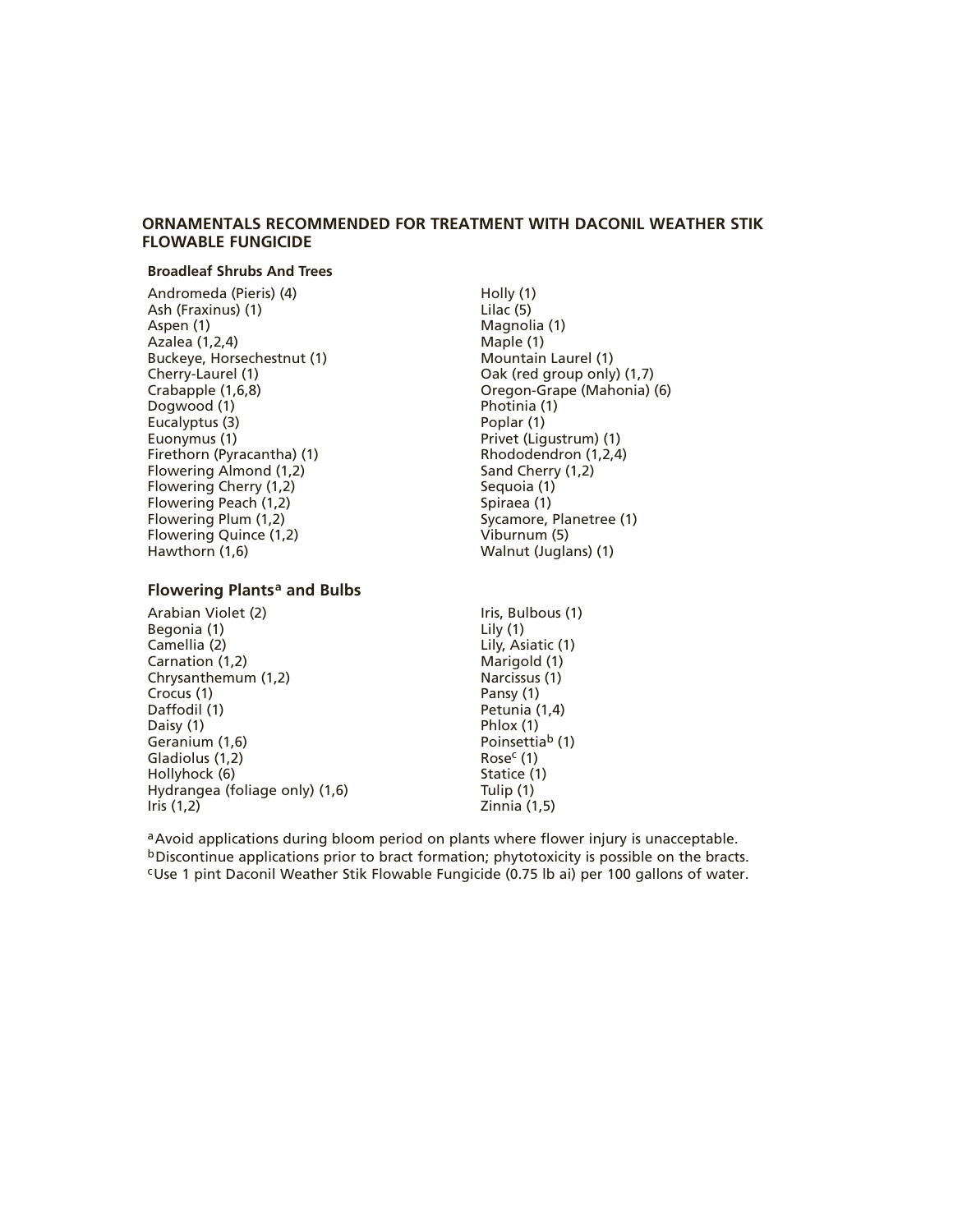## ORNAMENTALS RECOMMENDED FOR TREATMENT WITH DACONIL WEATHER STIK FLOWABLE FUNGICIDE

### Broadleaf Shrubs And Trees

Andromeda (Pieris) (4)
Ash (Fraxinus) (1)
Aspen (1)
Azalea (1,2,4)
Buckeye, Horsechestnut (1)
Cherry-Laurel (1)
Crabapple (1,6,8)
Dogwood (1)
Eucalyptus (3)
Euonymus (1)
Firethorn (Pyracantha) (1)
Flowering Almond (1,2)
Flowering Cherry (1,2)
Flowering Peach (1,2)
Flowering Plum (1,2)
Flowering Quince (1,2)
Hawthorn (1,6)
Holly (1)
Lilac (5)
Magnolia (1)
Maple (1)
Mountain Laurel (1)
Oak (red group only) (1,7)
Oregon-Grape (Mahonia) (6)
Photinia (1)
Poplar (1)
Privet (Ligustrum) (1)
Rhododendron (1,2,4)
Sand Cherry (1,2)
Sequoia (1)
Spiraea (1)
Sycamore, Planetree (1)
Viburnum (5)
Walnut (Juglans) (1)

### Flowering Plants[a] and Bulbs

Arabian Violet (2)
Begonia (1)
Camellia (2)
Carnation (1,2)
Chrysanthemum (1,2)
Crocus (1)
Daffodil (1)
Daisy (1)
Geranium (1,6)
Gladiolus (1,2)
Hollyhock (6)
Hydrangea (foliage only) (1,6)
Iris (1,2)
Iris, Bulbous (1)
Lily (1)
Lily, Asiatic (1)
Marigold (1)
Narcissus (1)
Pansy (1)
Petunia (1,4)
Phlox (1)
Poinsettia[b] (1)
Rose[c] (1)
Statice (1)
Tulip (1)
Zinnia (1,5)

[a] Avoid applications during bloom period on plants where flower injury is unacceptable.
[b] Discontinue applications prior to bract formation; phytotoxicity is possible on the bracts.
[c] Use 1 pint Daconil Weather Stik Flowable Fungicide (0.75 lb ai) per 100 gallons of water.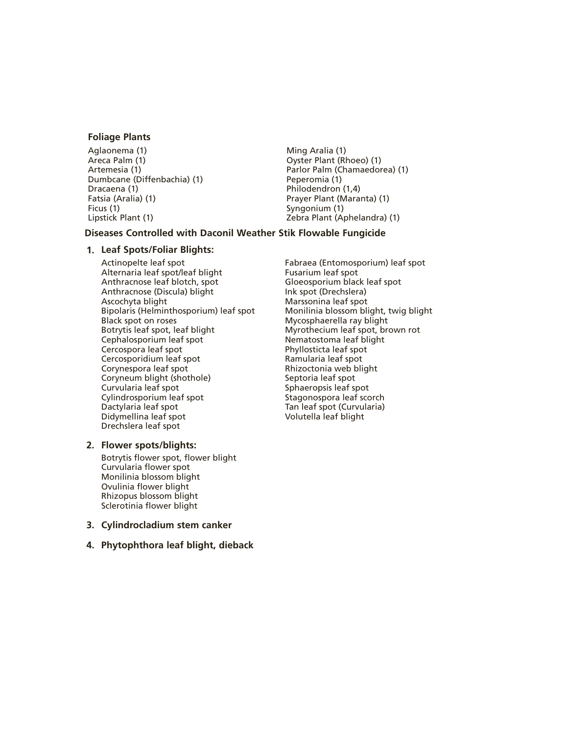### Foliage Plants

- Aglaonema (1)
- Areca Palm (1)
- Artemesia (1)
- Dumbcane (Diffenbachia) (1)
- Dracaena (1)
- Fatsia (Aralia) (1)
- Ficus (1)
- Lipstick Plant (1)
- Ming Aralia (1)
- Oyster Plant (Rhoeo) (1)
- Parlor Palm (Chamaedorea) (1)
- Peperomia (1)
- Philodendron (1,4)
- Prayer Plant (Maranta) (1)
- Syngonium (1)
- Zebra Plant (Aphelandra) (1)

### Diseases Controlled with Daconil Weather Stik Flowable Fungicide

1. **Leaf Spots/Foliar Blights:**
   - Actinopelte leaf spot
   - Alternaria leaf spot/leaf blight
   - Anthracnose leaf blotch, spot
   - Anthracnose (Discula) blight
   - Ascochyta blight
   - Bipolaris (Helminthosporium) leaf spot
   - Black spot on roses
   - Botrytis leaf spot, leaf blight
   - Cephalosporium leaf spot
   - Cercospora leaf spot
   - Cercosporidium leaf spot
   - Corynespora leaf spot
   - Coryneum blight (shothole)
   - Curvularia leaf spot
   - Cylindrosporium leaf spot
   - Dactylaria leaf spot
   - Didymellina leaf spot
   - Drechslera leaf spot
   - Fabraea (Entomosporium) leaf spot
   - Fusarium leaf spot
   - Gloeosporium black leaf spot
   - Ink spot (Drechslera)
   - Marssonina leaf spot
   - Monilinia blossom blight, twig blight
   - Mycosphaerella ray blight
   - Myrothecium leaf spot, brown rot
   - Nematostoma leaf blight
   - Phyllosticta leaf spot
   - Ramularia leaf spot
   - Rhizoctonia web blight
   - Septoria leaf spot
   - Sphaeropsis leaf spot
   - Stagonospora leaf scorch
   - Tan leaf spot (Curvularia)
   - Volutella leaf blight

2. **Flower spots/blights:**
   - Botrytis flower spot, flower blight
   - Curvularia flower spot
   - Monilinia blossom blight
   - Ovulinia flower blight
   - Rhizopus blossom blight
   - Sclerotinia flower blight

3. **Cylindrocladium stem canker**

4. **Phytophthora leaf blight, dieback**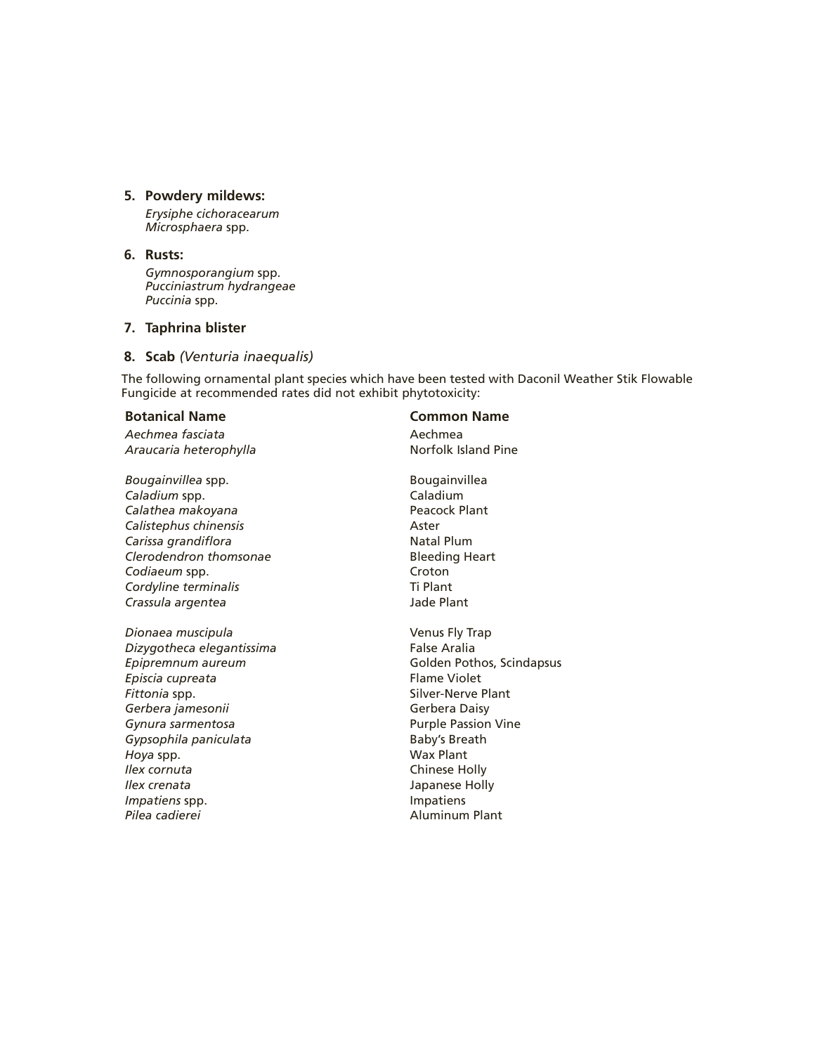5. **Powdery mildews:**
   *Erysiphe cichoracearum*
   *Microsphaera* spp.

6. **Rusts:**
   *Gymnosporangium* spp.
   *Pucciniastrum hydrangeae*
   *Puccinia* spp.

7. **Taphrina blister**

8. **Scab** *(Venturia inaequalis)*

The following ornamental plant species which have been tested with Daconil Weather Stik Flowable Fungicide at recommended rates did not exhibit phytotoxicity:

| Botanical Name | Common Name |
|---|---|
| *Aechmea fasciata* | Aechmea |
| *Araucaria heterophylla* | Norfolk Island Pine |
| *Bougainvillea* spp. | Bougainvillea |
| *Caladium* spp. | Caladium |
| *Calathea makoyana* | Peacock Plant |
| *Calistephus chinensis* | Aster |
| *Carissa grandiflora* | Natal Plum |
| *Clerodendron thomsonae* | Bleeding Heart |
| *Codiaeum* spp. | Croton |
| *Cordyline terminalis* | Ti Plant |
| *Crassula argentea* | Jade Plant |
| *Dionaea muscipula* | Venus Fly Trap |
| *Dizygotheca elegantissima* | False Aralia |
| *Epipremnum aureum* | Golden Pothos, Scindapsus |
| *Episcia cupreata* | Flame Violet |
| *Fittonia* spp. | Silver-Nerve Plant |
| *Gerbera jamesonii* | Gerbera Daisy |
| *Gynura sarmentosa* | Purple Passion Vine |
| *Gypsophila paniculata* | Baby's Breath |
| *Hoya* spp. | Wax Plant |
| *Ilex cornuta* | Chinese Holly |
| *Ilex crenata* | Japanese Holly |
| *Impatiens* spp. | Impatiens |
| *Pilea cadierei* | Aluminum Plant |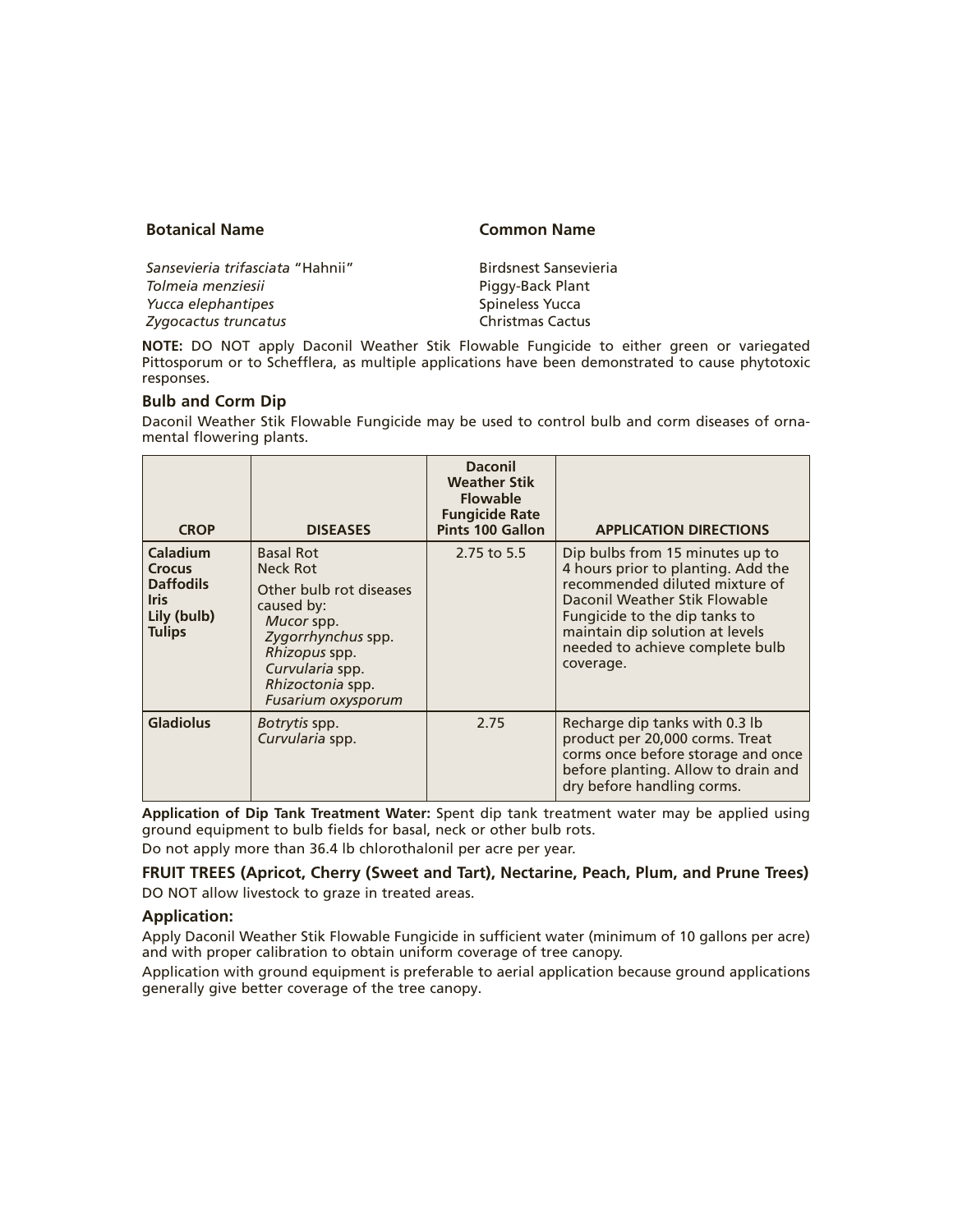| Botanical Name | Common Name |
| --- | --- |
| *Sansevieria trifasciata* "Hahnii" | Birdsnest Sansevieria |
| *Tolmeia menziesii* | Piggy-Back Plant |
| *Yucca elephantipes* | Spineless Yucca |
| *Zygocactus truncatus* | Christmas Cactus |

**NOTE:** DO NOT apply Daconil Weather Stik Flowable Fungicide to either green or variegated Pittosporum or to Schefflera, as multiple applications have been demonstrated to cause phytotoxic responses.

### Bulb and Corm Dip

Daconil Weather Stik Flowable Fungicide may be used to control bulb and corm diseases of ornamental flowering plants.

| CROP | DISEASES | Daconil Weather Stik Flowable Fungicide Rate Pints 100 Gallon | APPLICATION DIRECTIONS |
| --- | --- | --- | --- |
| **Caladium**<br>**Crocus**<br>**Daffodils**<br>**Iris**<br>**Lily (bulb)**<br>**Tulips** | Basal Rot<br>Neck Rot<br>Other bulb rot diseases caused by:<br>*Mucor* spp.<br>*Zygorrhynchus* spp.<br>*Rhizopus* spp.<br>*Curvularia* spp.<br>*Rhizoctonia* spp.<br>*Fusarium oxysporum* | 2.75 to 5.5 | Dip bulbs from 15 minutes up to 4 hours prior to planting. Add the recommended diluted mixture of Daconil Weather Stik Flowable Fungicide to the dip tanks to maintain dip solution at levels needed to achieve complete bulb coverage. |
| **Gladiolus** | *Botrytis* spp.<br>*Curvularia* spp. | 2.75 | Recharge dip tanks with 0.3 lb product per 20,000 corms. Treat corms once before storage and once before planting. Allow to drain and dry before handling corms. |

**Application of Dip Tank Treatment Water:** Spent dip tank treatment water may be applied using ground equipment to bulb fields for basal, neck or other bulb rots.

Do not apply more than 36.4 lb chlorothalonil per acre per year.

### FRUIT TREES (Apricot, Cherry (Sweet and Tart), Nectarine, Peach, Plum, and Prune Trees)

DO NOT allow livestock to graze in treated areas.

### Application:

Apply Daconil Weather Stik Flowable Fungicide in sufficient water (minimum of 10 gallons per acre) and with proper calibration to obtain uniform coverage of tree canopy.

Application with ground equipment is preferable to aerial application because ground applications generally give better coverage of the tree canopy.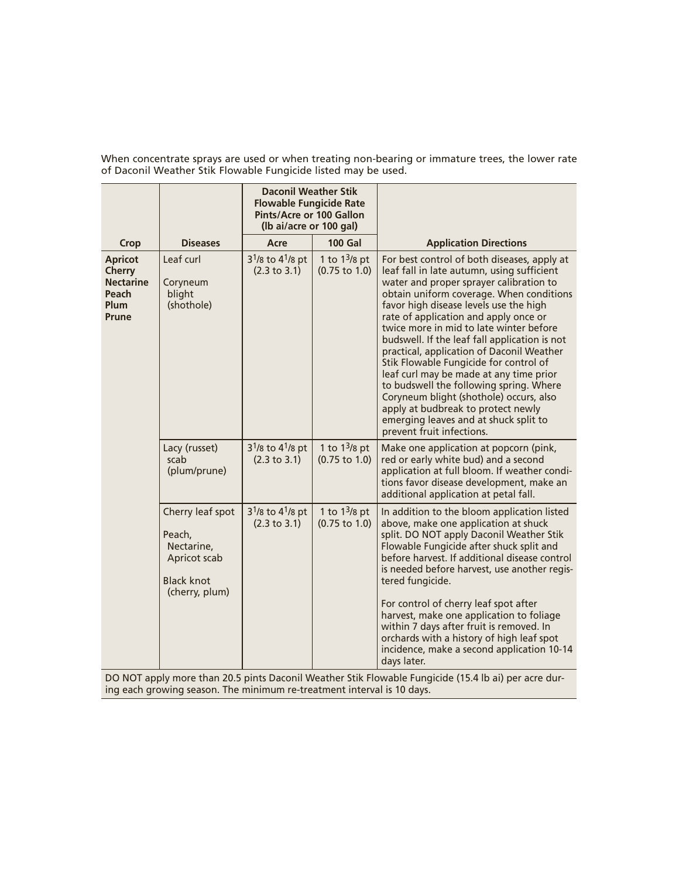When concentrate sprays are used or when treating non-bearing or immature trees, the lower rate of Daconil Weather Stik Flowable Fungicide listed may be used.

| Crop | Diseases | Daconil Weather Stik Flowable Fungicide Rate Pints/Acre or 100 Gallon (lb ai/acre or 100 gal) | | Application Directions |
|---|---|---|---|---|
| | | **Acre** | **100 Gal** | |
| **Apricot**<br>**Cherry**<br>**Nectarine**<br>**Peach**<br>**Plum**<br>**Prune** | Leaf curl<br><br>Coryneum blight (shothole) | $3^1/8$ to $4^1/8$ pt (2.3 to 3.1) | 1 to $1^3/8$ pt (0.75 to 1.0) | For best control of both diseases, apply at leaf fall in late autumn, using sufficient water and proper sprayer calibration to obtain uniform coverage. When conditions favor high disease levels use the high rate of application and apply once or twice more in mid to late winter before budswell. If the leaf fall application is not practical, application of Daconil Weather Stik Flowable Fungicide for control of leaf curl may be made at any time prior to budswell the following spring. Where Coryneum blight (shothole) occurs, also apply at budbreak to protect newly emerging leaves and at shuck split to prevent fruit infections. |
| | Lacy (russet) scab (plum/prune) | $3^1/8$ to $4^1/8$ pt (2.3 to 3.1) | 1 to $1^3/8$ pt (0.75 to 1.0) | Make one application at popcorn (pink, red or early white bud) and a second application at full bloom. If weather conditions favor disease development, make an additional application at petal fall. |
| | Cherry leaf spot<br><br>Peach, Nectarine, Apricot scab<br><br>Black knot (cherry, plum) | $3^1/8$ to $4^1/8$ pt (2.3 to 3.1) | 1 to $1^3/8$ pt (0.75 to 1.0) | In addition to the bloom application listed above, make one application at shuck split. DO NOT apply Daconil Weather Stik Flowable Fungicide after shuck split and before harvest. If additional disease control is needed before harvest, use another registered fungicide.<br><br>For control of cherry leaf spot after harvest, make one application to foliage within 7 days after fruit is removed. In orchards with a history of high leaf spot incidence, make a second application 10-14 days later. |

DO NOT apply more than 20.5 pints Daconil Weather Stik Flowable Fungicide (15.4 lb ai) per acre during each growing season. The minimum re-treatment interval is 10 days.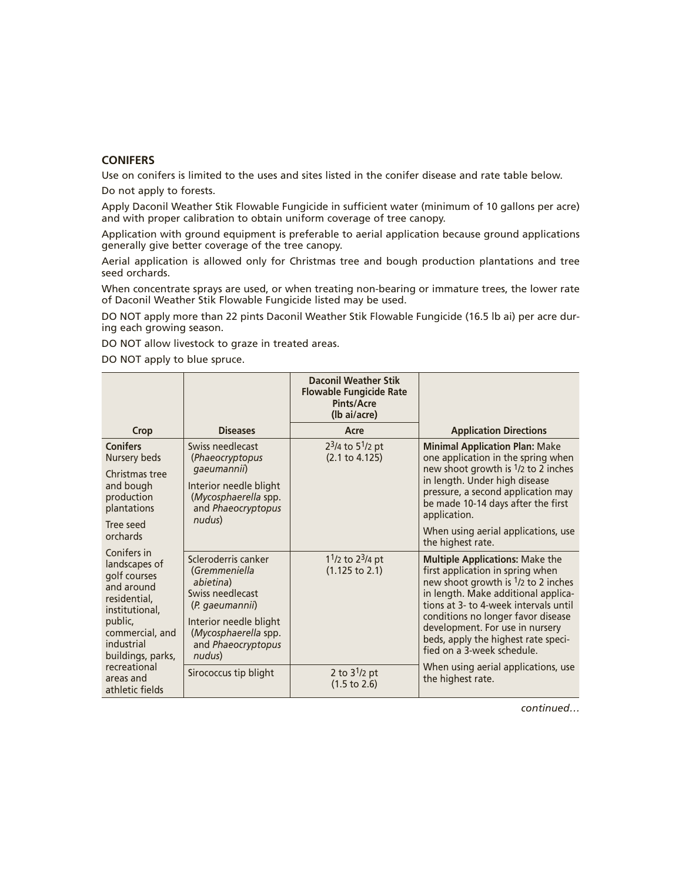## CONIFERS

Use on conifers is limited to the uses and sites listed in the conifer disease and rate table below.

Do not apply to forests.

Apply Daconil Weather Stik Flowable Fungicide in sufficient water (minimum of 10 gallons per acre) and with proper calibration to obtain uniform coverage of tree canopy.

Application with ground equipment is preferable to aerial application because ground applications generally give better coverage of the tree canopy.

Aerial application is allowed only for Christmas tree and bough production plantations and tree seed orchards.

When concentrate sprays are used, or when treating non-bearing or immature trees, the lower rate of Daconil Weather Stik Flowable Fungicide listed may be used.

DO NOT apply more than 22 pints Daconil Weather Stik Flowable Fungicide (16.5 lb ai) per acre during each growing season.

DO NOT allow livestock to graze in treated areas.

DO NOT apply to blue spruce.

| Crop | Diseases | Daconil Weather Stik Flowable Fungicide Rate Pints/Acre (lb ai/acre) Acre | Application Directions |
|---|---|---|---|
| **Conifers** Nursery beds<br>Christmas tree and bough production plantations<br>Tree seed orchards<br>Conifers in landscapes of golf courses and around residential, institutional, public, commercial, and industrial buildings, parks, recreational areas and athletic fields | Swiss needlecast (*Phaeocryptopus gaeumannii*)<br>Interior needle blight (*Mycosphaerella* spp. and *Phaeocryptopus nudus*) | 2 3/4 to 5 1/2 pt (2.1 to 4.125) | **Minimal Application Plan:** Make one application in the spring when new shoot growth is 1/2 to 2 inches in length. Under high disease pressure, a second application may be made 10-14 days after the first application.<br>When using aerial applications, use the highest rate. |
| | Scleroderris canker (*Gremmeniella abietina*)<br>Swiss needlecast (*P. gaeumannii*)<br>Interior needle blight (*Mycosphaerella* spp. and *Phaeocryptopus nudus*) | 1 1/2 to 2 3/4 pt (1.125 to 2.1) | **Multiple Applications:** Make the first application in spring when new shoot growth is 1/2 to 2 inches in length. Make additional applications at 3- to 4-week intervals until conditions no longer favor disease development. For use in nursery beds, apply the highest rate specified on a 3-week schedule.<br>When using aerial applications, use the highest rate. |
| | Sirococcus tip blight | 2 to 3 1/2 pt (1.5 to 2.6) | |

*continued…*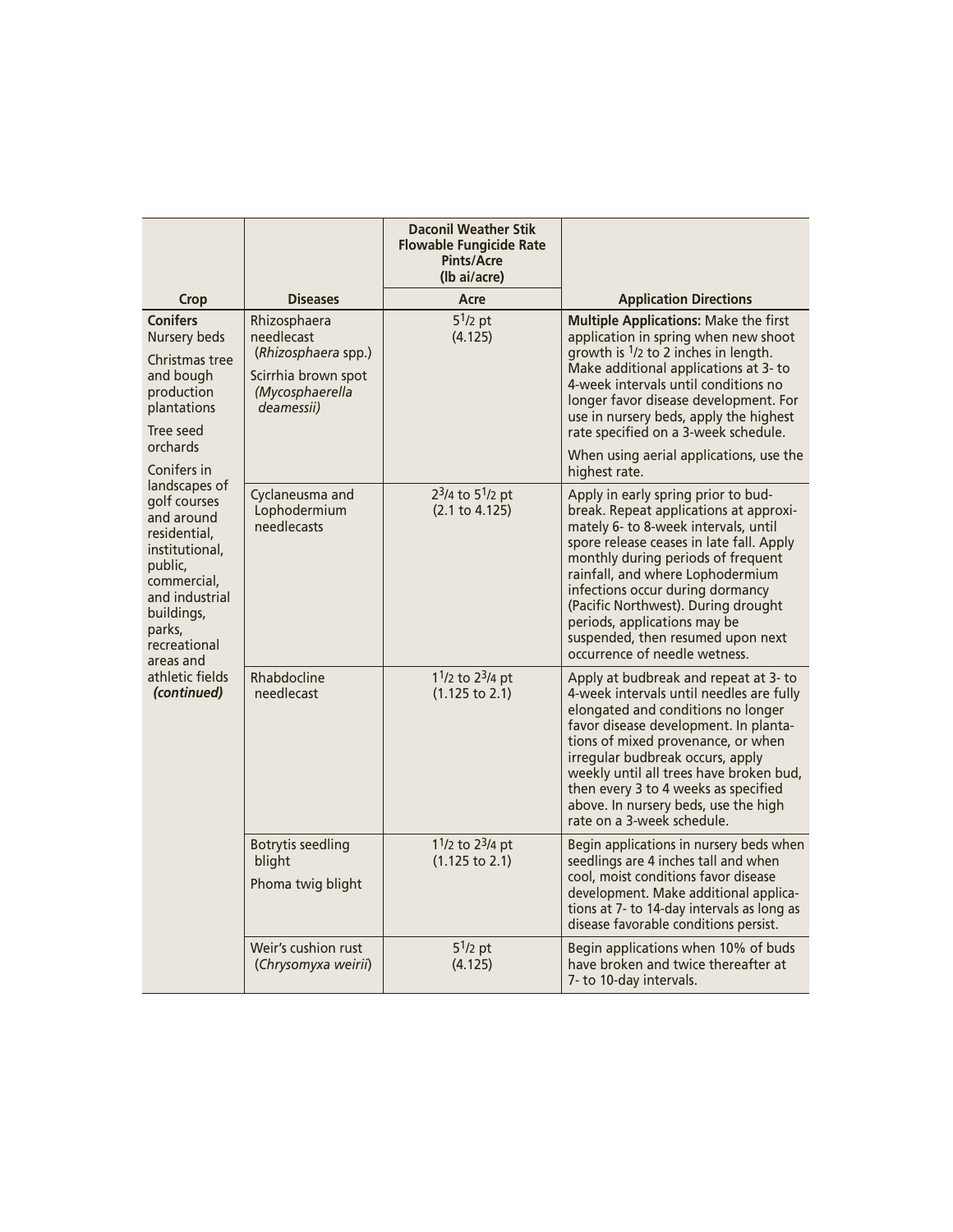| Crop | Diseases | Daconil Weather Stik Flowable Fungicide Rate Pints/Acre (lb ai/acre) | Application Directions |
|---|---|---|---|
| | | Acre | |
| **Conifers** Nursery beds<br>Christmas tree and bough production plantations<br>Tree seed orchards<br>Conifers in landscapes of golf courses and around residential, institutional, public, commercial, and industrial buildings, parks, recreational areas and athletic fields ***(continued)*** | Rhizosphaera needlecast (*Rhizosphaera* spp.)<br>Scirrhia brown spot *(Mycosphaerella deamessii)* | $5^1/2$ pt (4.125) | **Multiple Applications:** Make the first application in spring when new shoot growth is $^1/2$ to 2 inches in length. Make additional applications at 3- to 4-week intervals until conditions no longer favor disease development. For use in nursery beds, apply the highest rate specified on a 3-week schedule.<br>When using aerial applications, use the highest rate. |
| | Cyclaneusma and Lophodermium needlecasts | $2^3/4$ to $5^1/2$ pt (2.1 to 4.125) | Apply in early spring prior to bud-break. Repeat applications at approximately 6- to 8-week intervals, until spore release ceases in late fall. Apply monthly during periods of frequent rainfall, and where Lophodermium infections occur during dormancy (Pacific Northwest). During drought periods, applications may be suspended, then resumed upon next occurrence of needle wetness. |
| | Rhabdocline needlecast | $1^1/2$ to $2^3/4$ pt (1.125 to 2.1) | Apply at budbreak and repeat at 3- to 4-week intervals until needles are fully elongated and conditions no longer favor disease development. In plantations of mixed provenance, or when irregular budbreak occurs, apply weekly until all trees have broken bud, then every 3 to 4 weeks as specified above. In nursery beds, use the high rate on a 3-week schedule. |
| | Botrytis seedling blight<br>Phoma twig blight | $1^1/2$ to $2^3/4$ pt (1.125 to 2.1) | Begin applications in nursery beds when seedlings are 4 inches tall and when cool, moist conditions favor disease development. Make additional applications at 7- to 14-day intervals as long as disease favorable conditions persist. |
| | Weir's cushion rust (*Chrysomyxa weirii*) | $5^1/2$ pt (4.125) | Begin applications when 10% of buds have broken and twice thereafter at 7- to 10-day intervals. |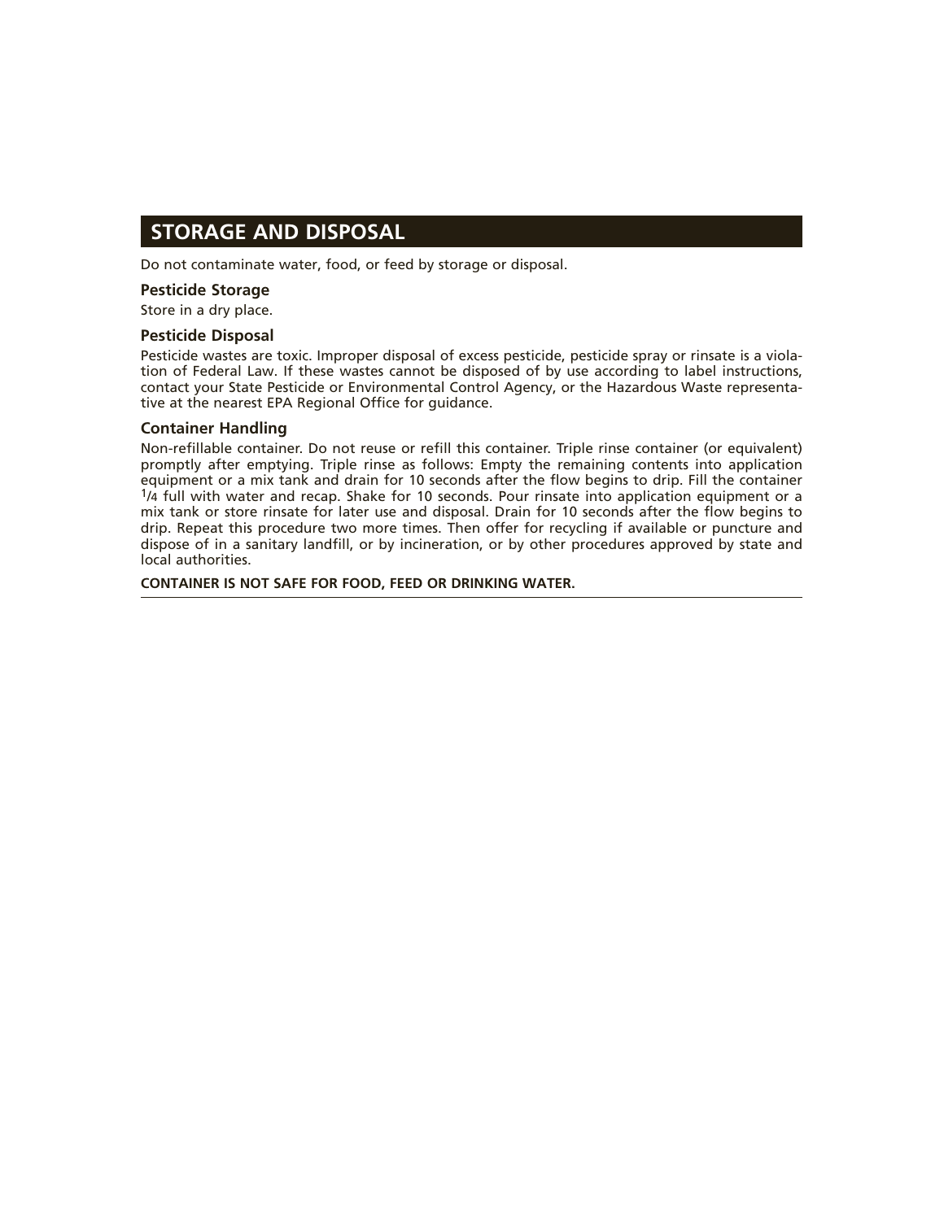## STORAGE AND DISPOSAL

Do not contaminate water, food, or feed by storage or disposal.

### Pesticide Storage

Store in a dry place.

### Pesticide Disposal

Pesticide wastes are toxic. Improper disposal of excess pesticide, pesticide spray or rinsate is a violation of Federal Law. If these wastes cannot be disposed of by use according to label instructions, contact your State Pesticide or Environmental Control Agency, or the Hazardous Waste representative at the nearest EPA Regional Office for guidance.

### Container Handling

Non-refillable container. Do not reuse or refill this container. Triple rinse container (or equivalent) promptly after emptying. Triple rinse as follows: Empty the remaining contents into application equipment or a mix tank and drain for 10 seconds after the flow begins to drip. Fill the container 1/4 full with water and recap. Shake for 10 seconds. Pour rinsate into application equipment or a mix tank or store rinsate for later use and disposal. Drain for 10 seconds after the flow begins to drip. Repeat this procedure two more times. Then offer for recycling if available or puncture and dispose of in a sanitary landfill, or by incineration, or by other procedures approved by state and local authorities.

**CONTAINER IS NOT SAFE FOR FOOD, FEED OR DRINKING WATER.**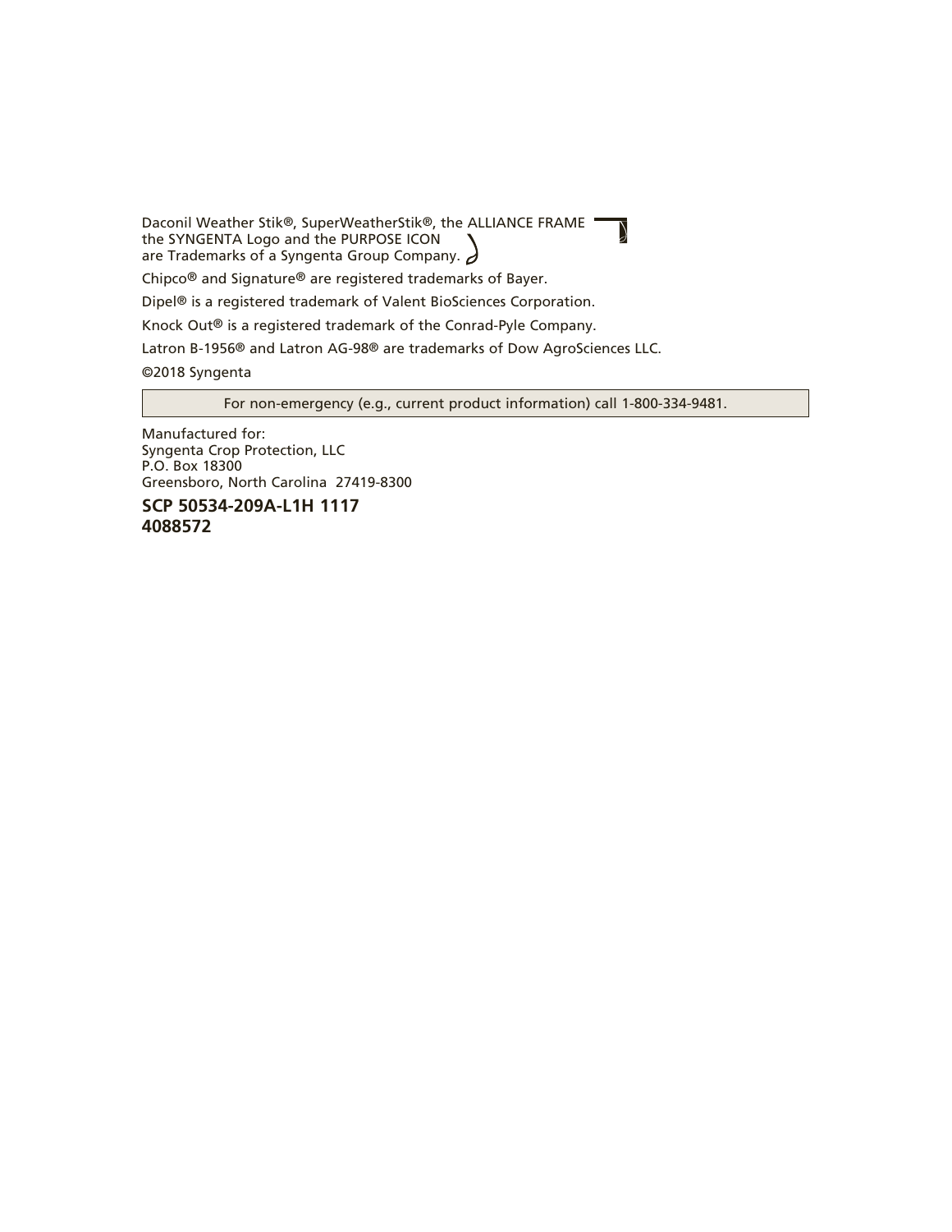Daconil Weather Stik®, SuperWeatherStik®, the ALLIANCE FRAME
the SYNGENTA Logo and the PURPOSE ICON
are Trademarks of a Syngenta Group Company.

Chipco® and Signature® are registered trademarks of Bayer.

Dipel® is a registered trademark of Valent BioSciences Corporation.

Knock Out® is a registered trademark of the Conrad-Pyle Company.

Latron B-1956® and Latron AG-98® are trademarks of Dow AgroSciences LLC.

©2018 Syngenta

For non-emergency (e.g., current product information) call 1-800-334-9481.

Manufactured for:
Syngenta Crop Protection, LLC
P.O. Box 18300
Greensboro, North Carolina 27419-8300

**SCP 50534-209A-L1H 1117**
**4088572**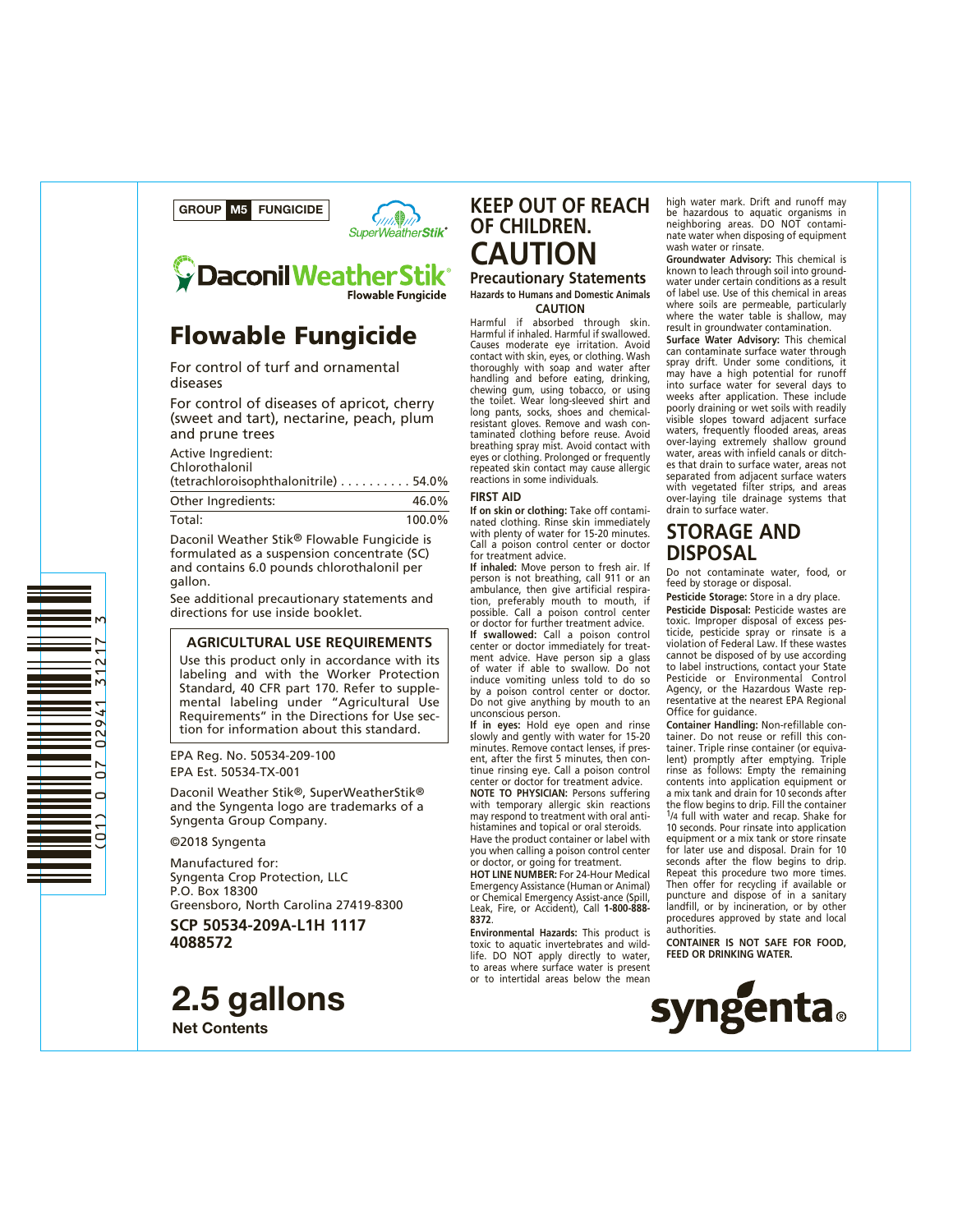GROUP M5 FUNGICIDE

SuperWeatherStik®

# Daconil WeatherStik®

Flowable Fungicide

# Flowable Fungicide

For control of turf and ornamental diseases

For control of diseases of apricot, cherry (sweet and tart), nectarine, peach, plum and prune trees

| | |
|---|---|
| Active Ingredient: | |
| Chlorothalonil (tetrachloroisophthalonitrile) | 54.0% |
| Other Ingredients: | 46.0% |
| Total: | 100.0% |

Daconil Weather Stik® Flowable Fungicide is formulated as a suspension concentrate (SC) and contains 6.0 pounds chlorothalonil per gallon.

See additional precautionary statements and directions for use inside booklet.

## AGRICULTURAL USE REQUIREMENTS

Use this product only in accordance with its labeling and with the Worker Protection Standard, 40 CFR part 170. Refer to supplemental labeling under "Agricultural Use Requirements" in the Directions for Use section for information about this standard.

EPA Reg. No. 50534-209-100
EPA Est. 50534-TX-001

Daconil Weather Stik®, SuperWeatherStik® and the Syngenta logo are trademarks of a Syngenta Group Company.

©2018 Syngenta

Manufactured for:
Syngenta Crop Protection, LLC
P.O. Box 18300
Greensboro, North Carolina 27419-8300

**SCP 50534-209A-L1H 1117**
**4088572**

**2.5 gallons**
**Net Contents**

(01) 0 07 02941 31217 3

# KEEP OUT OF REACH OF CHILDREN.

# CAUTION

## Precautionary Statements

**Hazards to Humans and Domestic Animals**

**CAUTION**

Harmful if absorbed through skin. Harmful if inhaled. Harmful if swallowed. Causes moderate eye irritation. Avoid contact with skin, eyes, or clothing. Wash thoroughly with soap and water after handling and before eating, drinking, chewing gum, using tobacco, or using the toilet. Wear long-sleeved shirt and long pants, socks, shoes and chemical-resistant gloves. Remove and wash contaminated clothing before reuse. Avoid breathing spray mist. Avoid contact with eyes or clothing. Prolonged or frequently repeated skin contact may cause allergic reactions in some individuals.

### FIRST AID

**If on skin or clothing:** Take off contaminated clothing. Rinse skin immediately with plenty of water for 15-20 minutes. Call a poison control center or doctor for treatment advice.

**If inhaled:** Move person to fresh air. If person is not breathing, call 911 or an ambulance, then give artificial respiration, preferably mouth to mouth, if possible. Call a poison control center or doctor for further treatment advice.

**If swallowed:** Call a poison control center or doctor immediately for treatment advice. Have person sip a glass of water if able to swallow. Do not induce vomiting unless told to do so by a poison control center or doctor. Do not give anything by mouth to an unconscious person.

**If in eyes:** Hold eye open and rinse slowly and gently with water for 15-20 minutes. Remove contact lenses, if present, after the first 5 minutes, then continue rinsing eye. Call a poison control center or doctor for treatment advice.

**NOTE TO PHYSICIAN:** Persons suffering with temporary allergic skin reactions may respond to treatment with oral antihistamines and topical or oral steroids.

Have the product container or label with you when calling a poison control center or doctor, or going for treatment.

**HOT LINE NUMBER:** For 24-Hour Medical Emergency Assistance (Human or Animal) or Chemical Emergency Assist-ance (Spill, Leak, Fire, or Accident), Call **1-800-888-8372**.

**Environmental Hazards:** This product is toxic to aquatic invertebrates and wildlife. DO NOT apply directly to water, to areas where surface water is present or to intertidal areas below the mean high water mark. Drift and runoff may be hazardous to aquatic organisms in neighboring areas. DO NOT contaminate water when disposing of equipment wash water or rinsate.

**Groundwater Advisory:** This chemical is known to leach through soil into groundwater under certain conditions as a result of label use. Use of this chemical in areas where soils are permeable, particularly where the water table is shallow, may result in groundwater contamination.

**Surface Water Advisory:** This chemical can contaminate surface water through spray drift. Under some conditions, it may have a high potential for runoff into surface water for several days to weeks after application. These include poorly draining or wet soils with readily visible slopes toward adjacent surface waters, frequently flooded areas, areas over-laying extremely shallow ground water, areas with infield canals or ditches that drain to surface water, areas not separated from adjacent surface waters with vegetated filter strips, and areas over-laying tile drainage systems that drain to surface water.

## STORAGE AND DISPOSAL

Do not contaminate water, food, or feed by storage or disposal.

**Pesticide Storage:** Store in a dry place.

**Pesticide Disposal:** Pesticide wastes are toxic. Improper disposal of excess pesticide, pesticide spray or rinsate is a violation of Federal Law. If these wastes cannot be disposed of by use according to label instructions, contact your State Pesticide or Environmental Control Agency, or the Hazardous Waste representative at the nearest EPA Regional Office for guidance.

**Container Handling:** Non-refillable container. Do not reuse or refill this container. Triple rinse container (or equivalent) promptly after emptying. Triple rinse as follows: Empty the remaining contents into application equipment or a mix tank and drain for 10 seconds after the flow begins to drip. Fill the container 1/4 full with water and recap. Shake for 10 seconds. Pour rinsate into application equipment or a mix tank or store rinsate for later use and disposal. Drain for 10 seconds after the flow begins to drip. Repeat this procedure two more times. Then offer for recycling if available or puncture and dispose of in a sanitary landfill, or by incineration, or by other procedures approved by state and local authorities.

**CONTAINER IS NOT SAFE FOR FOOD, FEED OR DRINKING WATER.**

syngenta®